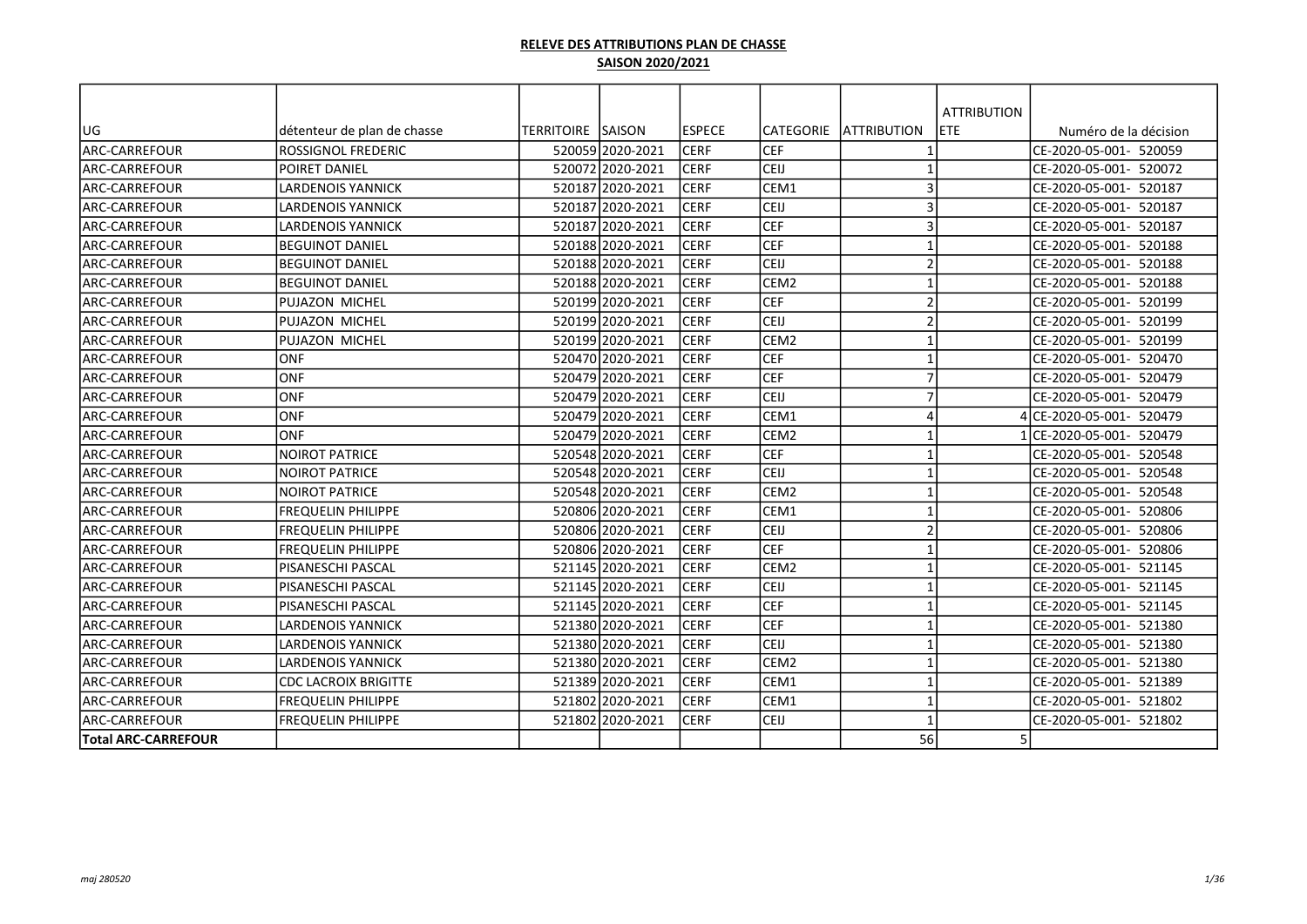**RELEVE DES ATTRIBUTIONS PLAN DE CHASSE**

**SAISON 2020/2021**

| UG | détenteur de plan de chasse | TERRITOIRE | SAISON | ESPECE | CATEGORIE | ATTRIBUTION | ATTRIBUTION ETE | Numéro de la décision |
|---|---|---|---|---|---|---|---|---|
| ARC-CARREFOUR | ROSSIGNOL FREDERIC | 520059 | 2020-2021 | CERF | CEF | 1 | | CE-2020-05-001- 520059 |
| ARC-CARREFOUR | POIRET DANIEL | 520072 | 2020-2021 | CERF | CEIJ | 1 | | CE-2020-05-001- 520072 |
| ARC-CARREFOUR | LARDENOIS YANNICK | 520187 | 2020-2021 | CERF | CEM1 | 3 | | CE-2020-05-001- 520187 |
| ARC-CARREFOUR | LARDENOIS YANNICK | 520187 | 2020-2021 | CERF | CEIJ | 3 | | CE-2020-05-001- 520187 |
| ARC-CARREFOUR | LARDENOIS YANNICK | 520187 | 2020-2021 | CERF | CEF | 3 | | CE-2020-05-001- 520187 |
| ARC-CARREFOUR | BEGUINOT DANIEL | 520188 | 2020-2021 | CERF | CEF | 1 | | CE-2020-05-001- 520188 |
| ARC-CARREFOUR | BEGUINOT DANIEL | 520188 | 2020-2021 | CERF | CEIJ | 2 | | CE-2020-05-001- 520188 |
| ARC-CARREFOUR | BEGUINOT DANIEL | 520188 | 2020-2021 | CERF | CEM2 | 1 | | CE-2020-05-001- 520188 |
| ARC-CARREFOUR | PUJAZON MICHEL | 520199 | 2020-2021 | CERF | CEF | 2 | | CE-2020-05-001- 520199 |
| ARC-CARREFOUR | PUJAZON MICHEL | 520199 | 2020-2021 | CERF | CEIJ | 2 | | CE-2020-05-001- 520199 |
| ARC-CARREFOUR | PUJAZON MICHEL | 520199 | 2020-2021 | CERF | CEM2 | 1 | | CE-2020-05-001- 520199 |
| ARC-CARREFOUR | ONF | 520470 | 2020-2021 | CERF | CEF | 1 | | CE-2020-05-001- 520470 |
| ARC-CARREFOUR | ONF | 520479 | 2020-2021 | CERF | CEF | 7 | | CE-2020-05-001- 520479 |
| ARC-CARREFOUR | ONF | 520479 | 2020-2021 | CERF | CEIJ | 7 | | CE-2020-05-001- 520479 |
| ARC-CARREFOUR | ONF | 520479 | 2020-2021 | CERF | CEM1 | 4 | 4 | CE-2020-05-001- 520479 |
| ARC-CARREFOUR | ONF | 520479 | 2020-2021 | CERF | CEM2 | 1 | 1 | CE-2020-05-001- 520479 |
| ARC-CARREFOUR | NOIROT PATRICE | 520548 | 2020-2021 | CERF | CEF | 1 | | CE-2020-05-001- 520548 |
| ARC-CARREFOUR | NOIROT PATRICE | 520548 | 2020-2021 | CERF | CEIJ | 1 | | CE-2020-05-001- 520548 |
| ARC-CARREFOUR | NOIROT PATRICE | 520548 | 2020-2021 | CERF | CEM2 | 1 | | CE-2020-05-001- 520548 |
| ARC-CARREFOUR | FREQUELIN PHILIPPE | 520806 | 2020-2021 | CERF | CEM1 | 1 | | CE-2020-05-001- 520806 |
| ARC-CARREFOUR | FREQUELIN PHILIPPE | 520806 | 2020-2021 | CERF | CEIJ | 2 | | CE-2020-05-001- 520806 |
| ARC-CARREFOUR | FREQUELIN PHILIPPE | 520806 | 2020-2021 | CERF | CEF | 1 | | CE-2020-05-001- 520806 |
| ARC-CARREFOUR | PISANESCHI PASCAL | 521145 | 2020-2021 | CERF | CEM2 | 1 | | CE-2020-05-001- 521145 |
| ARC-CARREFOUR | PISANESCHI PASCAL | 521145 | 2020-2021 | CERF | CEIJ | 1 | | CE-2020-05-001- 521145 |
| ARC-CARREFOUR | PISANESCHI PASCAL | 521145 | 2020-2021 | CERF | CEF | 1 | | CE-2020-05-001- 521145 |
| ARC-CARREFOUR | LARDENOIS YANNICK | 521380 | 2020-2021 | CERF | CEF | 1 | | CE-2020-05-001- 521380 |
| ARC-CARREFOUR | LARDENOIS YANNICK | 521380 | 2020-2021 | CERF | CEIJ | 1 | | CE-2020-05-001- 521380 |
| ARC-CARREFOUR | LARDENOIS YANNICK | 521380 | 2020-2021 | CERF | CEM2 | 1 | | CE-2020-05-001- 521380 |
| ARC-CARREFOUR | CDC LACROIX BRIGITTE | 521389 | 2020-2021 | CERF | CEM1 | 1 | | CE-2020-05-001- 521389 |
| ARC-CARREFOUR | FREQUELIN PHILIPPE | 521802 | 2020-2021 | CERF | CEM1 | 1 | | CE-2020-05-001- 521802 |
| ARC-CARREFOUR | FREQUELIN PHILIPPE | 521802 | 2020-2021 | CERF | CEIJ | 1 | | CE-2020-05-001- 521802 |
| **Total ARC-CARREFOUR** | | | | | | 56 | 5 | |

*maj 280520*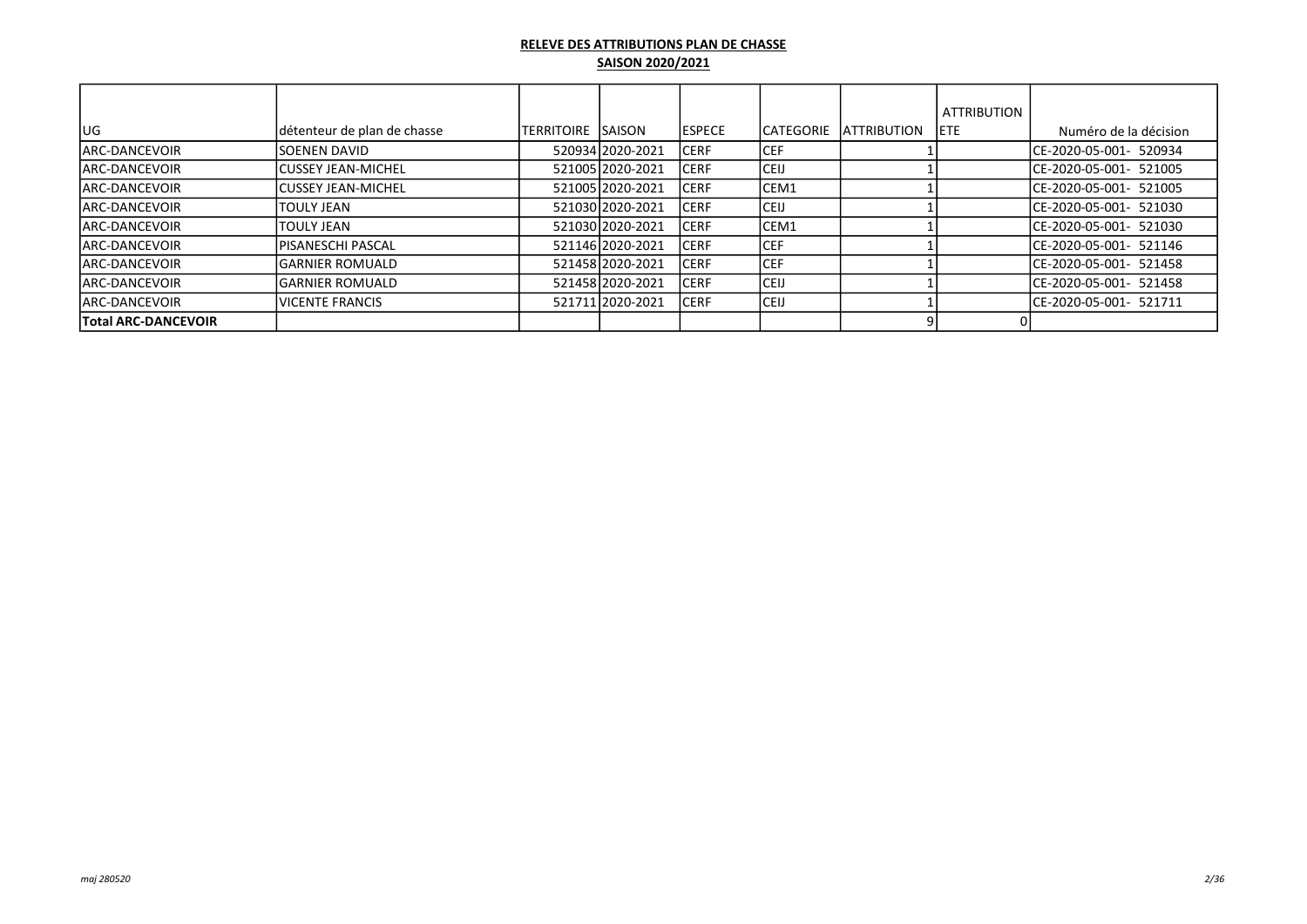**RELEVE DES ATTRIBUTIONS PLAN DE CHASSE**

**SAISON 2020/2021**

| UG | détenteur de plan de chasse | TERRITOIRE | SAISON | ESPECE | CATEGORIE | ATTRIBUTION | ATTRIBUTION ETE | Numéro de la décision |
|---|---|---|---|---|---|---|---|---|
| ARC-DANCEVOIR | SOENEN DAVID | 520934 | 2020-2021 | CERF | CEF | 1 | | CE-2020-05-001- 520934 |
| ARC-DANCEVOIR | CUSSEY JEAN-MICHEL | 521005 | 2020-2021 | CERF | CEIJ | 1 | | CE-2020-05-001- 521005 |
| ARC-DANCEVOIR | CUSSEY JEAN-MICHEL | 521005 | 2020-2021 | CERF | CEM1 | 1 | | CE-2020-05-001- 521005 |
| ARC-DANCEVOIR | TOULY JEAN | 521030 | 2020-2021 | CERF | CEIJ | 1 | | CE-2020-05-001- 521030 |
| ARC-DANCEVOIR | TOULY JEAN | 521030 | 2020-2021 | CERF | CEM1 | 1 | | CE-2020-05-001- 521030 |
| ARC-DANCEVOIR | PISANESCHI PASCAL | 521146 | 2020-2021 | CERF | CEF | 1 | | CE-2020-05-001- 521146 |
| ARC-DANCEVOIR | GARNIER ROMUALD | 521458 | 2020-2021 | CERF | CEF | 1 | | CE-2020-05-001- 521458 |
| ARC-DANCEVOIR | GARNIER ROMUALD | 521458 | 2020-2021 | CERF | CEIJ | 1 | | CE-2020-05-001- 521458 |
| ARC-DANCEVOIR | VICENTE FRANCIS | 521711 | 2020-2021 | CERF | CEIJ | 1 | | CE-2020-05-001- 521711 |
| **Total ARC-DANCEVOIR** | | | | | | 9 | 0 | |

*maj 280520*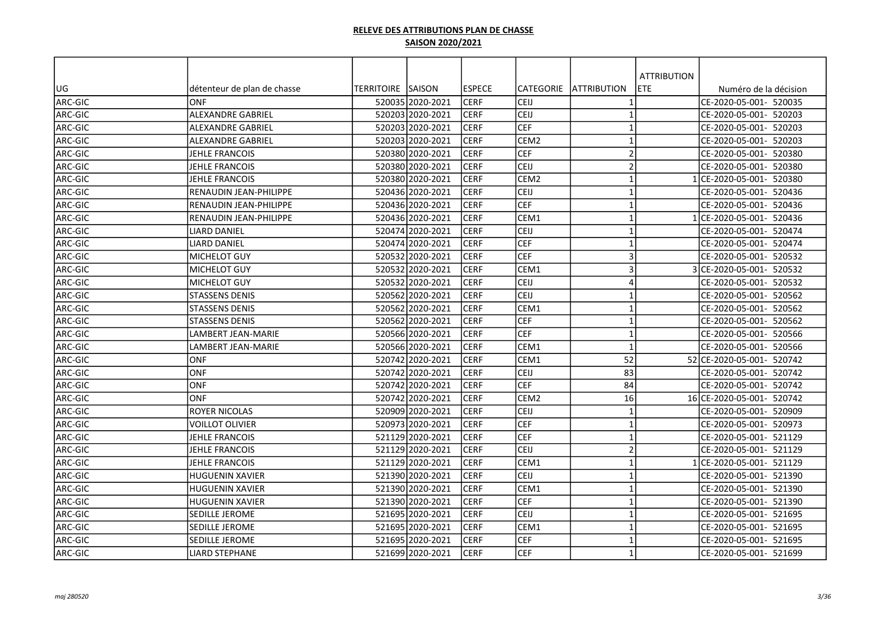**RELEVE DES ATTRIBUTIONS PLAN DE CHASSE**

**SAISON 2020/2021**

| UG | détenteur de plan de chasse | TERRITOIRE | SAISON | ESPECE | CATEGORIE | ATTRIBUTION | ATTRIBUTION ETE | Numéro de la décision |
|---|---|---|---|---|---|---|---|---|
| ARC-GIC | ONF | 520035 | 2020-2021 | CERF | CEIJ | 1 | | CE-2020-05-001- 520035 |
| ARC-GIC | ALEXANDRE GABRIEL | 520203 | 2020-2021 | CERF | CEIJ | 1 | | CE-2020-05-001- 520203 |
| ARC-GIC | ALEXANDRE GABRIEL | 520203 | 2020-2021 | CERF | CEF | 1 | | CE-2020-05-001- 520203 |
| ARC-GIC | ALEXANDRE GABRIEL | 520203 | 2020-2021 | CERF | CEM2 | 1 | | CE-2020-05-001- 520203 |
| ARC-GIC | JEHLE FRANCOIS | 520380 | 2020-2021 | CERF | CEF | 2 | | CE-2020-05-001- 520380 |
| ARC-GIC | JEHLE FRANCOIS | 520380 | 2020-2021 | CERF | CEIJ | 2 | | CE-2020-05-001- 520380 |
| ARC-GIC | JEHLE FRANCOIS | 520380 | 2020-2021 | CERF | CEM2 | 1 | 1 | CE-2020-05-001- 520380 |
| ARC-GIC | RENAUDIN JEAN-PHILIPPE | 520436 | 2020-2021 | CERF | CEIJ | 1 | | CE-2020-05-001- 520436 |
| ARC-GIC | RENAUDIN JEAN-PHILIPPE | 520436 | 2020-2021 | CERF | CEF | 1 | | CE-2020-05-001- 520436 |
| ARC-GIC | RENAUDIN JEAN-PHILIPPE | 520436 | 2020-2021 | CERF | CEM1 | 1 | 1 | CE-2020-05-001- 520436 |
| ARC-GIC | LIARD DANIEL | 520474 | 2020-2021 | CERF | CEIJ | 1 | | CE-2020-05-001- 520474 |
| ARC-GIC | LIARD DANIEL | 520474 | 2020-2021 | CERF | CEF | 1 | | CE-2020-05-001- 520474 |
| ARC-GIC | MICHELOT GUY | 520532 | 2020-2021 | CERF | CEF | 3 | | CE-2020-05-001- 520532 |
| ARC-GIC | MICHELOT GUY | 520532 | 2020-2021 | CERF | CEM1 | 3 | 3 | CE-2020-05-001- 520532 |
| ARC-GIC | MICHELOT GUY | 520532 | 2020-2021 | CERF | CEIJ | 4 | | CE-2020-05-001- 520532 |
| ARC-GIC | STASSENS DENIS | 520562 | 2020-2021 | CERF | CEIJ | 1 | | CE-2020-05-001- 520562 |
| ARC-GIC | STASSENS DENIS | 520562 | 2020-2021 | CERF | CEM1 | 1 | | CE-2020-05-001- 520562 |
| ARC-GIC | STASSENS DENIS | 520562 | 2020-2021 | CERF | CEF | 1 | | CE-2020-05-001- 520562 |
| ARC-GIC | LAMBERT JEAN-MARIE | 520566 | 2020-2021 | CERF | CEF | 1 | | CE-2020-05-001- 520566 |
| ARC-GIC | LAMBERT JEAN-MARIE | 520566 | 2020-2021 | CERF | CEM1 | 1 | | CE-2020-05-001- 520566 |
| ARC-GIC | ONF | 520742 | 2020-2021 | CERF | CEM1 | 52 | 52 | CE-2020-05-001- 520742 |
| ARC-GIC | ONF | 520742 | 2020-2021 | CERF | CEIJ | 83 | | CE-2020-05-001- 520742 |
| ARC-GIC | ONF | 520742 | 2020-2021 | CERF | CEF | 84 | | CE-2020-05-001- 520742 |
| ARC-GIC | ONF | 520742 | 2020-2021 | CERF | CEM2 | 16 | 16 | CE-2020-05-001- 520742 |
| ARC-GIC | ROYER NICOLAS | 520909 | 2020-2021 | CERF | CEIJ | 1 | | CE-2020-05-001- 520909 |
| ARC-GIC | VOILLOT OLIVIER | 520973 | 2020-2021 | CERF | CEF | 1 | | CE-2020-05-001- 520973 |
| ARC-GIC | JEHLE FRANCOIS | 521129 | 2020-2021 | CERF | CEF | 1 | | CE-2020-05-001- 521129 |
| ARC-GIC | JEHLE FRANCOIS | 521129 | 2020-2021 | CERF | CEIJ | 2 | | CE-2020-05-001- 521129 |
| ARC-GIC | JEHLE FRANCOIS | 521129 | 2020-2021 | CERF | CEM1 | 1 | 1 | CE-2020-05-001- 521129 |
| ARC-GIC | HUGUENIN XAVIER | 521390 | 2020-2021 | CERF | CEIJ | 1 | | CE-2020-05-001- 521390 |
| ARC-GIC | HUGUENIN XAVIER | 521390 | 2020-2021 | CERF | CEM1 | 1 | | CE-2020-05-001- 521390 |
| ARC-GIC | HUGUENIN XAVIER | 521390 | 2020-2021 | CERF | CEF | 1 | | CE-2020-05-001- 521390 |
| ARC-GIC | SEDILLE JEROME | 521695 | 2020-2021 | CERF | CEIJ | 1 | | CE-2020-05-001- 521695 |
| ARC-GIC | SEDILLE JEROME | 521695 | 2020-2021 | CERF | CEM1 | 1 | | CE-2020-05-001- 521695 |
| ARC-GIC | SEDILLE JEROME | 521695 | 2020-2021 | CERF | CEF | 1 | | CE-2020-05-001- 521695 |
| ARC-GIC | LIARD STEPHANE | 521699 | 2020-2021 | CERF | CEF | 1 | | CE-2020-05-001- 521699 |

*maj 280520*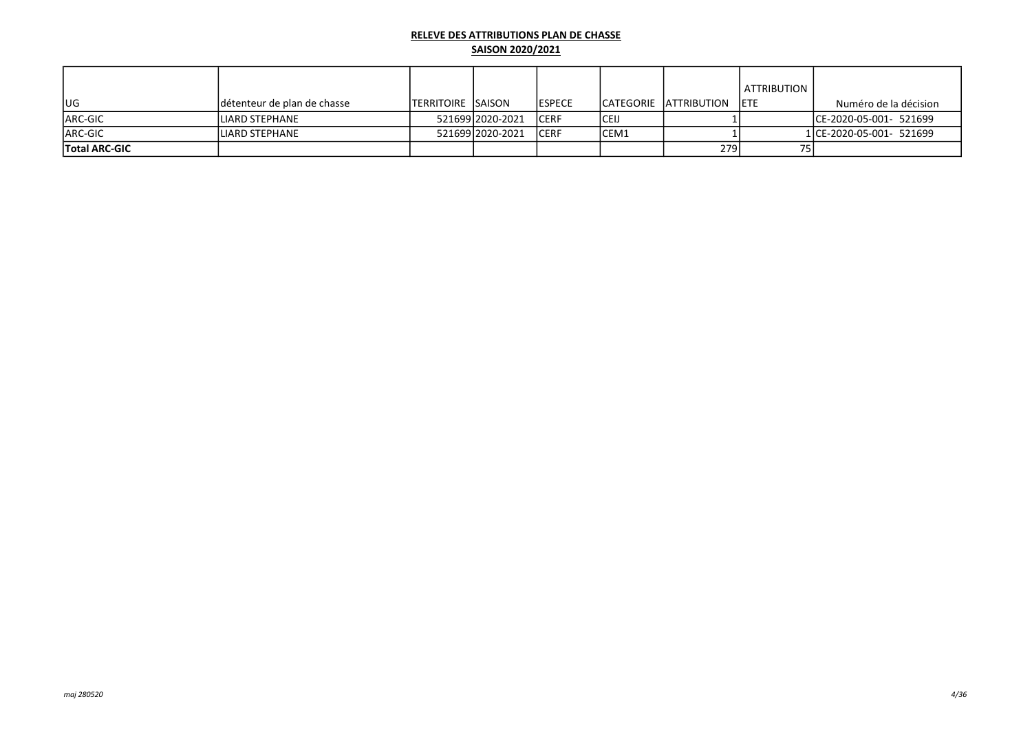**RELEVE DES ATTRIBUTIONS PLAN DE CHASSE**

**SAISON 2020/2021**

| UG | détenteur de plan de chasse | TERRITOIRE | SAISON | ESPECE | CATEGORIE | ATTRIBUTION | ATTRIBUTION ETE | Numéro de la décision |
|---|---|---|---|---|---|---|---|---|
| ARC-GIC | LIARD STEPHANE | 521699 | 2020-2021 | CERF | CEIJ | 1 | | CE-2020-05-001- 521699 |
| ARC-GIC | LIARD STEPHANE | 521699 | 2020-2021 | CERF | CEM1 | 1 | 1 | CE-2020-05-001- 521699 |
| **Total ARC-GIC** | | | | | | 279 | 75 | |

*maj 280520*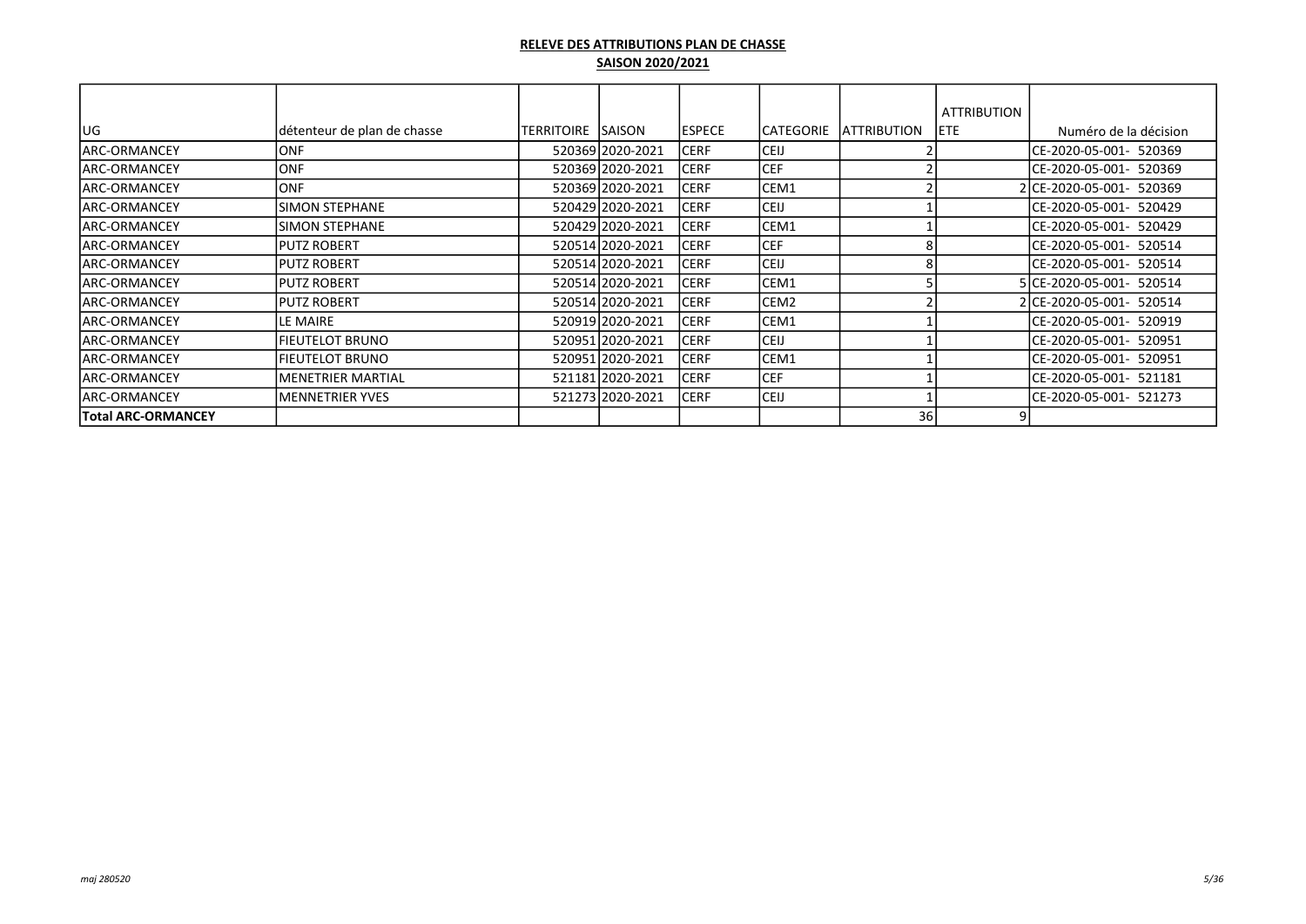**RELEVE DES ATTRIBUTIONS PLAN DE CHASSE**

**SAISON 2020/2021**

| UG | détenteur de plan de chasse | TERRITOIRE | SAISON | ESPECE | CATEGORIE | ATTRIBUTION | ATTRIBUTION ETE | Numéro de la décision |
|---|---|---|---|---|---|---|---|---|
| ARC-ORMANCEY | ONF | 520369 | 2020-2021 | CERF | CEIJ | 2 | | CE-2020-05-001- 520369 |
| ARC-ORMANCEY | ONF | 520369 | 2020-2021 | CERF | CEF | 2 | | CE-2020-05-001- 520369 |
| ARC-ORMANCEY | ONF | 520369 | 2020-2021 | CERF | CEM1 | 2 | 2 | CE-2020-05-001- 520369 |
| ARC-ORMANCEY | SIMON STEPHANE | 520429 | 2020-2021 | CERF | CEIJ | 1 | | CE-2020-05-001- 520429 |
| ARC-ORMANCEY | SIMON STEPHANE | 520429 | 2020-2021 | CERF | CEM1 | 1 | | CE-2020-05-001- 520429 |
| ARC-ORMANCEY | PUTZ ROBERT | 520514 | 2020-2021 | CERF | CEF | 8 | | CE-2020-05-001- 520514 |
| ARC-ORMANCEY | PUTZ ROBERT | 520514 | 2020-2021 | CERF | CEIJ | 8 | | CE-2020-05-001- 520514 |
| ARC-ORMANCEY | PUTZ ROBERT | 520514 | 2020-2021 | CERF | CEM1 | 5 | 5 | CE-2020-05-001- 520514 |
| ARC-ORMANCEY | PUTZ ROBERT | 520514 | 2020-2021 | CERF | CEM2 | 2 | 2 | CE-2020-05-001- 520514 |
| ARC-ORMANCEY | LE MAIRE | 520919 | 2020-2021 | CERF | CEM1 | 1 | | CE-2020-05-001- 520919 |
| ARC-ORMANCEY | FIEUTELOT BRUNO | 520951 | 2020-2021 | CERF | CEIJ | 1 | | CE-2020-05-001- 520951 |
| ARC-ORMANCEY | FIEUTELOT BRUNO | 520951 | 2020-2021 | CERF | CEM1 | 1 | | CE-2020-05-001- 520951 |
| ARC-ORMANCEY | MENETRIER MARTIAL | 521181 | 2020-2021 | CERF | CEF | 1 | | CE-2020-05-001- 521181 |
| ARC-ORMANCEY | MENNETRIER YVES | 521273 | 2020-2021 | CERF | CEIJ | 1 | | CE-2020-05-001- 521273 |
| **Total ARC-ORMANCEY** | | | | | | 36 | 9 | |

*maj 280520*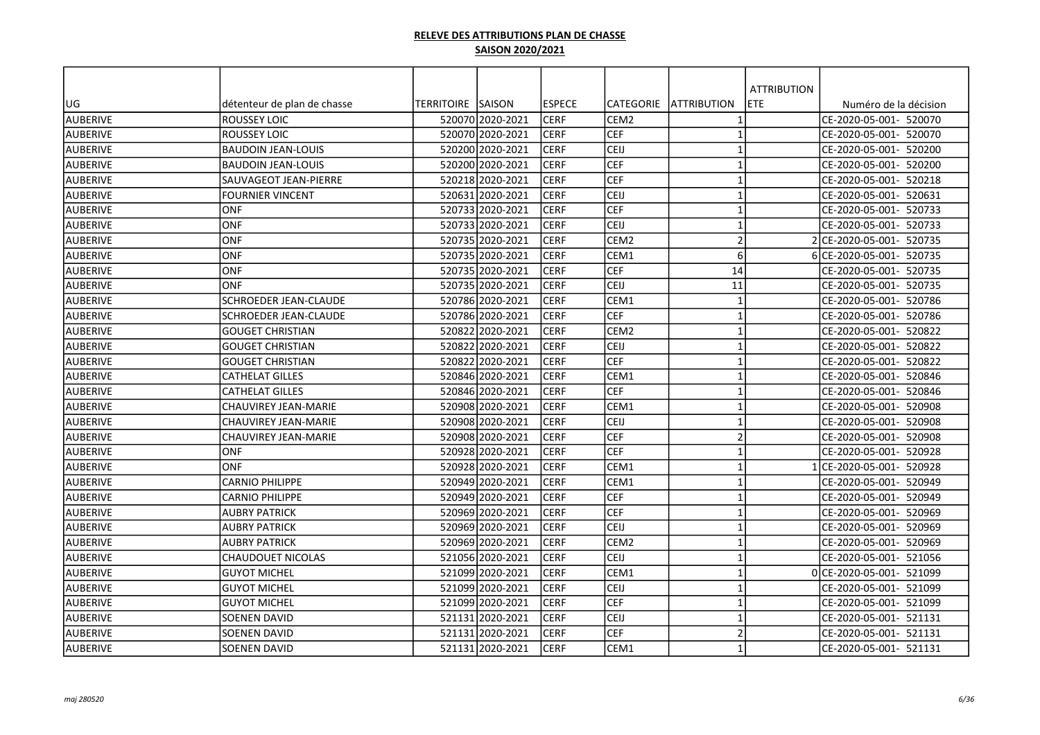**RELEVE DES ATTRIBUTIONS PLAN DE CHASSE**

**SAISON 2020/2021**

| UG | détenteur de plan de chasse | TERRITOIRE | SAISON | ESPECE | CATEGORIE | ATTRIBUTION | ATTRIBUTION ETE | Numéro de la décision |
|---|---|---|---|---|---|---|---|---|
| AUBERIVE | ROUSSEY LOIC | 520070 | 2020-2021 | CERF | CEM2 | 1 | | CE-2020-05-001- 520070 |
| AUBERIVE | ROUSSEY LOIC | 520070 | 2020-2021 | CERF | CEF | 1 | | CE-2020-05-001- 520070 |
| AUBERIVE | BAUDOIN JEAN-LOUIS | 520200 | 2020-2021 | CERF | CEIJ | 1 | | CE-2020-05-001- 520200 |
| AUBERIVE | BAUDOIN JEAN-LOUIS | 520200 | 2020-2021 | CERF | CEF | 1 | | CE-2020-05-001- 520200 |
| AUBERIVE | SAUVAGEOT JEAN-PIERRE | 520218 | 2020-2021 | CERF | CEF | 1 | | CE-2020-05-001- 520218 |
| AUBERIVE | FOURNIER VINCENT | 520631 | 2020-2021 | CERF | CEIJ | 1 | | CE-2020-05-001- 520631 |
| AUBERIVE | ONF | 520733 | 2020-2021 | CERF | CEF | 1 | | CE-2020-05-001- 520733 |
| AUBERIVE | ONF | 520733 | 2020-2021 | CERF | CEIJ | 1 | | CE-2020-05-001- 520733 |
| AUBERIVE | ONF | 520735 | 2020-2021 | CERF | CEM2 | 2 | 2 | CE-2020-05-001- 520735 |
| AUBERIVE | ONF | 520735 | 2020-2021 | CERF | CEM1 | 6 | 6 | CE-2020-05-001- 520735 |
| AUBERIVE | ONF | 520735 | 2020-2021 | CERF | CEF | 14 | | CE-2020-05-001- 520735 |
| AUBERIVE | ONF | 520735 | 2020-2021 | CERF | CEIJ | 11 | | CE-2020-05-001- 520735 |
| AUBERIVE | SCHROEDER JEAN-CLAUDE | 520786 | 2020-2021 | CERF | CEM1 | 1 | | CE-2020-05-001- 520786 |
| AUBERIVE | SCHROEDER JEAN-CLAUDE | 520786 | 2020-2021 | CERF | CEF | 1 | | CE-2020-05-001- 520786 |
| AUBERIVE | GOUGET CHRISTIAN | 520822 | 2020-2021 | CERF | CEM2 | 1 | | CE-2020-05-001- 520822 |
| AUBERIVE | GOUGET CHRISTIAN | 520822 | 2020-2021 | CERF | CEIJ | 1 | | CE-2020-05-001- 520822 |
| AUBERIVE | GOUGET CHRISTIAN | 520822 | 2020-2021 | CERF | CEF | 1 | | CE-2020-05-001- 520822 |
| AUBERIVE | CATHELAT GILLES | 520846 | 2020-2021 | CERF | CEM1 | 1 | | CE-2020-05-001- 520846 |
| AUBERIVE | CATHELAT GILLES | 520846 | 2020-2021 | CERF | CEF | 1 | | CE-2020-05-001- 520846 |
| AUBERIVE | CHAUVIREY JEAN-MARIE | 520908 | 2020-2021 | CERF | CEM1 | 1 | | CE-2020-05-001- 520908 |
| AUBERIVE | CHAUVIREY JEAN-MARIE | 520908 | 2020-2021 | CERF | CEIJ | 1 | | CE-2020-05-001- 520908 |
| AUBERIVE | CHAUVIREY JEAN-MARIE | 520908 | 2020-2021 | CERF | CEF | 2 | | CE-2020-05-001- 520908 |
| AUBERIVE | ONF | 520928 | 2020-2021 | CERF | CEF | 1 | | CE-2020-05-001- 520928 |
| AUBERIVE | ONF | 520928 | 2020-2021 | CERF | CEM1 | 1 | 1 | CE-2020-05-001- 520928 |
| AUBERIVE | CARNIO PHILIPPE | 520949 | 2020-2021 | CERF | CEM1 | 1 | | CE-2020-05-001- 520949 |
| AUBERIVE | CARNIO PHILIPPE | 520949 | 2020-2021 | CERF | CEF | 1 | | CE-2020-05-001- 520949 |
| AUBERIVE | AUBRY PATRICK | 520969 | 2020-2021 | CERF | CEF | 1 | | CE-2020-05-001- 520969 |
| AUBERIVE | AUBRY PATRICK | 520969 | 2020-2021 | CERF | CEIJ | 1 | | CE-2020-05-001- 520969 |
| AUBERIVE | AUBRY PATRICK | 520969 | 2020-2021 | CERF | CEM2 | 1 | | CE-2020-05-001- 520969 |
| AUBERIVE | CHAUDOUET NICOLAS | 521056 | 2020-2021 | CERF | CEIJ | 1 | | CE-2020-05-001- 521056 |
| AUBERIVE | GUYOT MICHEL | 521099 | 2020-2021 | CERF | CEM1 | 1 | 0 | CE-2020-05-001- 521099 |
| AUBERIVE | GUYOT MICHEL | 521099 | 2020-2021 | CERF | CEIJ | 1 | | CE-2020-05-001- 521099 |
| AUBERIVE | GUYOT MICHEL | 521099 | 2020-2021 | CERF | CEF | 1 | | CE-2020-05-001- 521099 |
| AUBERIVE | SOENEN DAVID | 521131 | 2020-2021 | CERF | CEIJ | 1 | | CE-2020-05-001- 521131 |
| AUBERIVE | SOENEN DAVID | 521131 | 2020-2021 | CERF | CEF | 2 | | CE-2020-05-001- 521131 |
| AUBERIVE | SOENEN DAVID | 521131 | 2020-2021 | CERF | CEM1 | 1 | | CE-2020-05-001- 521131 |

*maj 280520*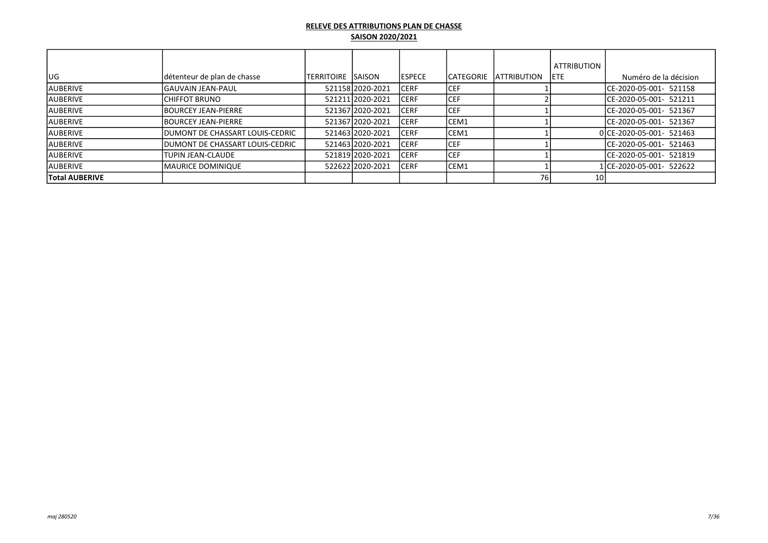**RELEVE DES ATTRIBUTIONS PLAN DE CHASSE**

**SAISON 2020/2021**

| UG | détenteur de plan de chasse | TERRITOIRE | SAISON | ESPECE | CATEGORIE | ATTRIBUTION | ATTRIBUTION ETE | Numéro de la décision |
|---|---|---|---|---|---|---|---|---|
| AUBERIVE | GAUVAIN JEAN-PAUL | 521158 | 2020-2021 | CERF | CEF | 1 | | CE-2020-05-001- 521158 |
| AUBERIVE | CHIFFOT BRUNO | 521211 | 2020-2021 | CERF | CEF | 2 | | CE-2020-05-001- 521211 |
| AUBERIVE | BOURCEY JEAN-PIERRE | 521367 | 2020-2021 | CERF | CEF | 1 | | CE-2020-05-001- 521367 |
| AUBERIVE | BOURCEY JEAN-PIERRE | 521367 | 2020-2021 | CERF | CEM1 | 1 | | CE-2020-05-001- 521367 |
| AUBERIVE | DUMONT DE CHASSART LOUIS-CEDRIC | 521463 | 2020-2021 | CERF | CEM1 | 1 | 0 | CE-2020-05-001- 521463 |
| AUBERIVE | DUMONT DE CHASSART LOUIS-CEDRIC | 521463 | 2020-2021 | CERF | CEF | 1 | | CE-2020-05-001- 521463 |
| AUBERIVE | TUPIN JEAN-CLAUDE | 521819 | 2020-2021 | CERF | CEF | 1 | | CE-2020-05-001- 521819 |
| AUBERIVE | MAURICE DOMINIQUE | 522622 | 2020-2021 | CERF | CEM1 | 1 | 1 | CE-2020-05-001- 522622 |
| **Total AUBERIVE** | | | | | | 76 | 10 | |

*maj 280520*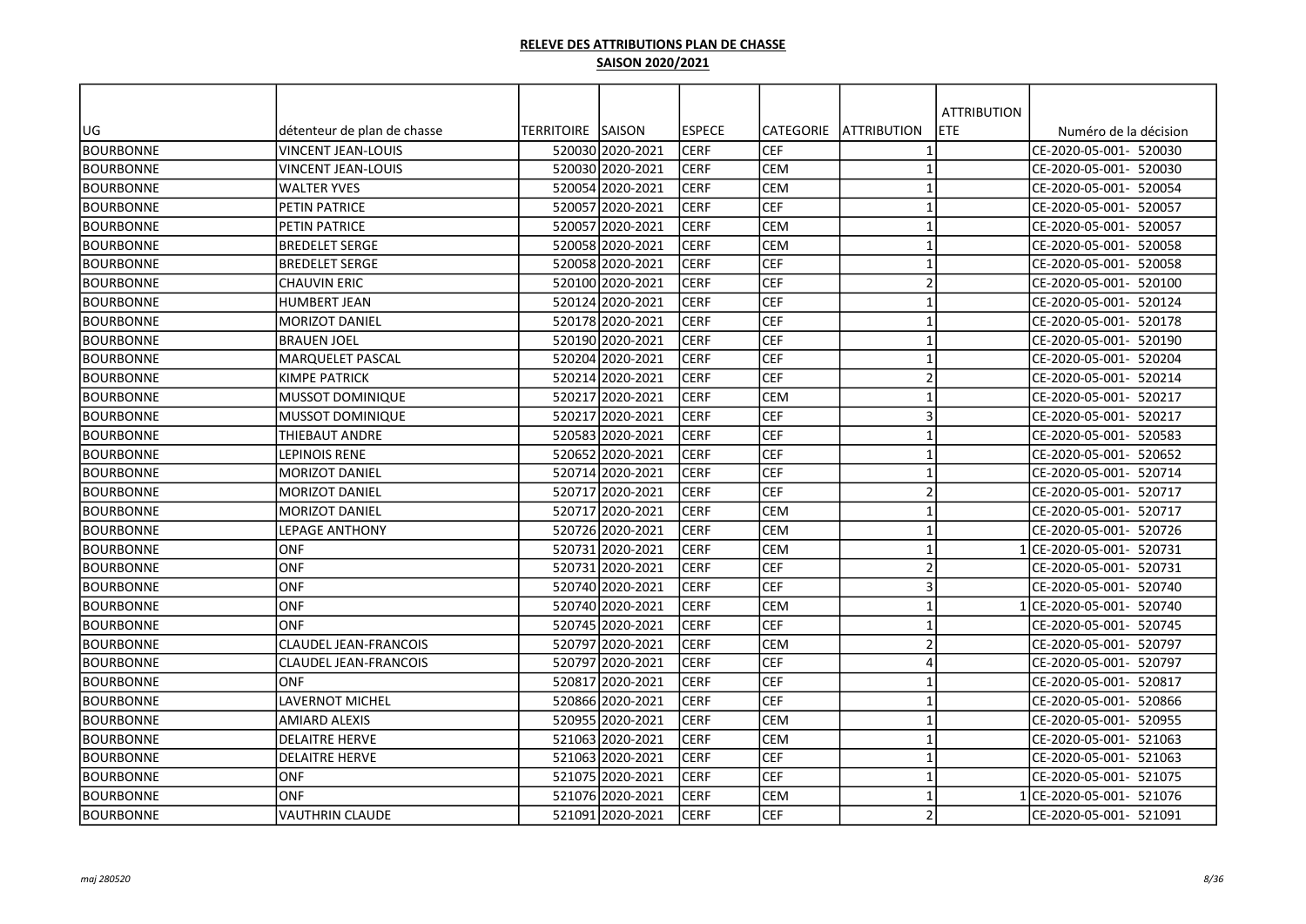**RELEVE DES ATTRIBUTIONS PLAN DE CHASSE**

**SAISON 2020/2021**

| UG | détenteur de plan de chasse | TERRITOIRE | SAISON | ESPECE | CATEGORIE | ATTRIBUTION | ATTRIBUTION ETE | Numéro de la décision |
|---|---|---|---|---|---|---|---|---|
| BOURBONNE | VINCENT JEAN-LOUIS | 520030 | 2020-2021 | CERF | CEF | 1 | | CE-2020-05-001- 520030 |
| BOURBONNE | VINCENT JEAN-LOUIS | 520030 | 2020-2021 | CERF | CEM | 1 | | CE-2020-05-001- 520030 |
| BOURBONNE | WALTER YVES | 520054 | 2020-2021 | CERF | CEM | 1 | | CE-2020-05-001- 520054 |
| BOURBONNE | PETIN PATRICE | 520057 | 2020-2021 | CERF | CEF | 1 | | CE-2020-05-001- 520057 |
| BOURBONNE | PETIN PATRICE | 520057 | 2020-2021 | CERF | CEM | 1 | | CE-2020-05-001- 520057 |
| BOURBONNE | BREDELET SERGE | 520058 | 2020-2021 | CERF | CEM | 1 | | CE-2020-05-001- 520058 |
| BOURBONNE | BREDELET SERGE | 520058 | 2020-2021 | CERF | CEF | 1 | | CE-2020-05-001- 520058 |
| BOURBONNE | CHAUVIN ERIC | 520100 | 2020-2021 | CERF | CEF | 2 | | CE-2020-05-001- 520100 |
| BOURBONNE | HUMBERT JEAN | 520124 | 2020-2021 | CERF | CEF | 1 | | CE-2020-05-001- 520124 |
| BOURBONNE | MORIZOT DANIEL | 520178 | 2020-2021 | CERF | CEF | 1 | | CE-2020-05-001- 520178 |
| BOURBONNE | BRAUEN JOEL | 520190 | 2020-2021 | CERF | CEF | 1 | | CE-2020-05-001- 520190 |
| BOURBONNE | MARQUELET PASCAL | 520204 | 2020-2021 | CERF | CEF | 1 | | CE-2020-05-001- 520204 |
| BOURBONNE | KIMPE PATRICK | 520214 | 2020-2021 | CERF | CEF | 2 | | CE-2020-05-001- 520214 |
| BOURBONNE | MUSSOT DOMINIQUE | 520217 | 2020-2021 | CERF | CEM | 1 | | CE-2020-05-001- 520217 |
| BOURBONNE | MUSSOT DOMINIQUE | 520217 | 2020-2021 | CERF | CEF | 3 | | CE-2020-05-001- 520217 |
| BOURBONNE | THIEBAUT ANDRE | 520583 | 2020-2021 | CERF | CEF | 1 | | CE-2020-05-001- 520583 |
| BOURBONNE | LEPINOIS RENE | 520652 | 2020-2021 | CERF | CEF | 1 | | CE-2020-05-001- 520652 |
| BOURBONNE | MORIZOT DANIEL | 520714 | 2020-2021 | CERF | CEF | 1 | | CE-2020-05-001- 520714 |
| BOURBONNE | MORIZOT DANIEL | 520717 | 2020-2021 | CERF | CEF | 2 | | CE-2020-05-001- 520717 |
| BOURBONNE | MORIZOT DANIEL | 520717 | 2020-2021 | CERF | CEM | 1 | | CE-2020-05-001- 520717 |
| BOURBONNE | LEPAGE ANTHONY | 520726 | 2020-2021 | CERF | CEM | 1 | | CE-2020-05-001- 520726 |
| BOURBONNE | ONF | 520731 | 2020-2021 | CERF | CEM | 1 | 1 | CE-2020-05-001- 520731 |
| BOURBONNE | ONF | 520731 | 2020-2021 | CERF | CEF | 2 | | CE-2020-05-001- 520731 |
| BOURBONNE | ONF | 520740 | 2020-2021 | CERF | CEF | 3 | | CE-2020-05-001- 520740 |
| BOURBONNE | ONF | 520740 | 2020-2021 | CERF | CEM | 1 | 1 | CE-2020-05-001- 520740 |
| BOURBONNE | ONF | 520745 | 2020-2021 | CERF | CEF | 1 | | CE-2020-05-001- 520745 |
| BOURBONNE | CLAUDEL JEAN-FRANCOIS | 520797 | 2020-2021 | CERF | CEM | 2 | | CE-2020-05-001- 520797 |
| BOURBONNE | CLAUDEL JEAN-FRANCOIS | 520797 | 2020-2021 | CERF | CEF | 4 | | CE-2020-05-001- 520797 |
| BOURBONNE | ONF | 520817 | 2020-2021 | CERF | CEF | 1 | | CE-2020-05-001- 520817 |
| BOURBONNE | LAVERNOT MICHEL | 520866 | 2020-2021 | CERF | CEF | 1 | | CE-2020-05-001- 520866 |
| BOURBONNE | AMIARD ALEXIS | 520955 | 2020-2021 | CERF | CEM | 1 | | CE-2020-05-001- 520955 |
| BOURBONNE | DELAITRE HERVE | 521063 | 2020-2021 | CERF | CEM | 1 | | CE-2020-05-001- 521063 |
| BOURBONNE | DELAITRE HERVE | 521063 | 2020-2021 | CERF | CEF | 1 | | CE-2020-05-001- 521063 |
| BOURBONNE | ONF | 521075 | 2020-2021 | CERF | CEF | 1 | | CE-2020-05-001- 521075 |
| BOURBONNE | ONF | 521076 | 2020-2021 | CERF | CEM | 1 | 1 | CE-2020-05-001- 521076 |
| BOURBONNE | VAUTHRIN CLAUDE | 521091 | 2020-2021 | CERF | CEF | 2 | | CE-2020-05-001- 521091 |

*maj 280520*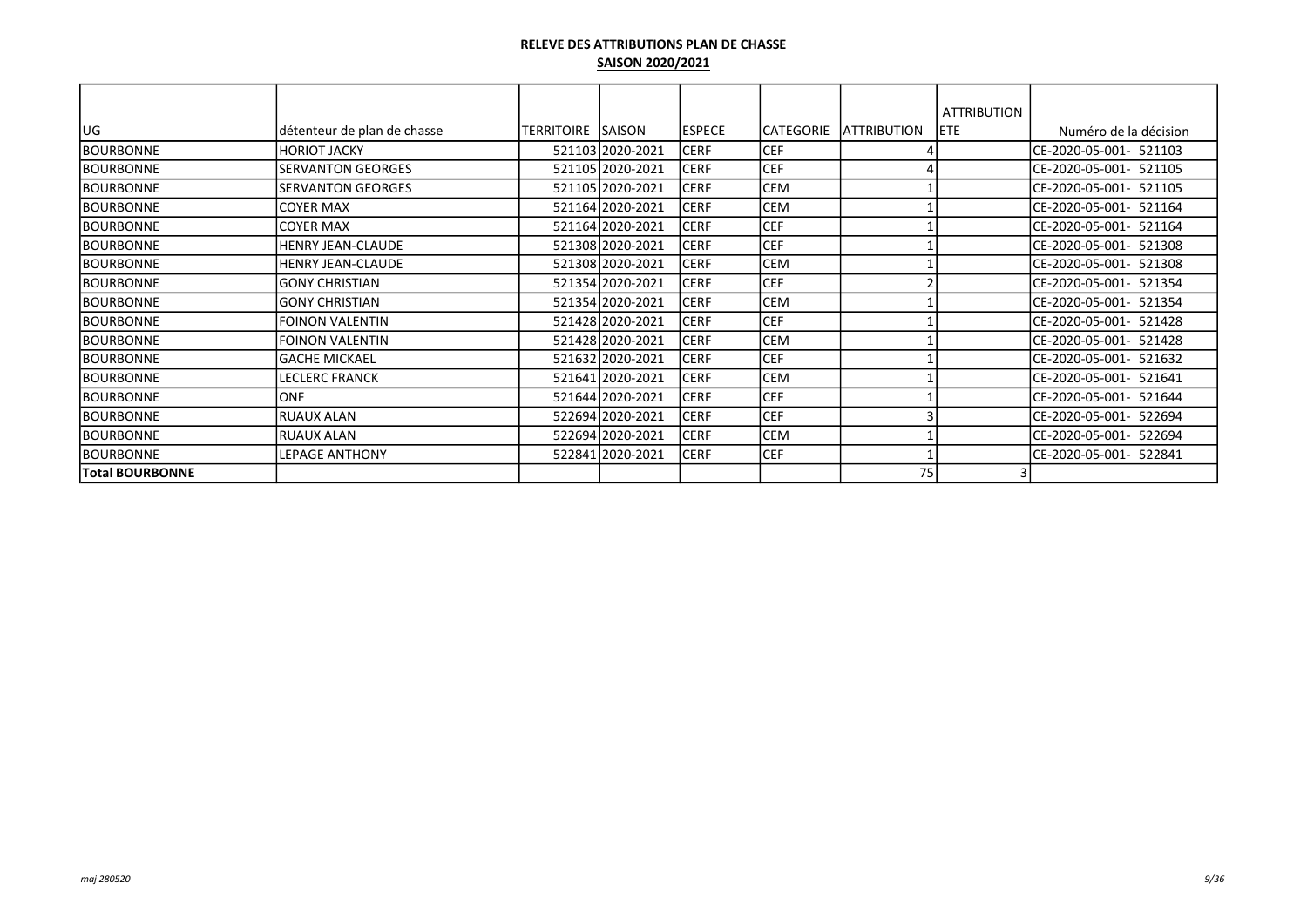**RELEVE DES ATTRIBUTIONS PLAN DE CHASSE**

**SAISON 2020/2021**

| UG | détenteur de plan de chasse | TERRITOIRE | SAISON | ESPECE | CATEGORIE | ATTRIBUTION | ATTRIBUTION ETE | Numéro de la décision |
|---|---|---|---|---|---|---|---|---|
| BOURBONNE | HORIOT JACKY | 521103 | 2020-2021 | CERF | CEF | 4 | | CE-2020-05-001- 521103 |
| BOURBONNE | SERVANTON GEORGES | 521105 | 2020-2021 | CERF | CEF | 4 | | CE-2020-05-001- 521105 |
| BOURBONNE | SERVANTON GEORGES | 521105 | 2020-2021 | CERF | CEM | 1 | | CE-2020-05-001- 521105 |
| BOURBONNE | COYER MAX | 521164 | 2020-2021 | CERF | CEM | 1 | | CE-2020-05-001- 521164 |
| BOURBONNE | COYER MAX | 521164 | 2020-2021 | CERF | CEF | 1 | | CE-2020-05-001- 521164 |
| BOURBONNE | HENRY JEAN-CLAUDE | 521308 | 2020-2021 | CERF | CEF | 1 | | CE-2020-05-001- 521308 |
| BOURBONNE | HENRY JEAN-CLAUDE | 521308 | 2020-2021 | CERF | CEM | 1 | | CE-2020-05-001- 521308 |
| BOURBONNE | GONY CHRISTIAN | 521354 | 2020-2021 | CERF | CEF | 2 | | CE-2020-05-001- 521354 |
| BOURBONNE | GONY CHRISTIAN | 521354 | 2020-2021 | CERF | CEM | 1 | | CE-2020-05-001- 521354 |
| BOURBONNE | FOINON VALENTIN | 521428 | 2020-2021 | CERF | CEF | 1 | | CE-2020-05-001- 521428 |
| BOURBONNE | FOINON VALENTIN | 521428 | 2020-2021 | CERF | CEM | 1 | | CE-2020-05-001- 521428 |
| BOURBONNE | GACHE MICKAEL | 521632 | 2020-2021 | CERF | CEF | 1 | | CE-2020-05-001- 521632 |
| BOURBONNE | LECLERC FRANCK | 521641 | 2020-2021 | CERF | CEM | 1 | | CE-2020-05-001- 521641 |
| BOURBONNE | ONF | 521644 | 2020-2021 | CERF | CEF | 1 | | CE-2020-05-001- 521644 |
| BOURBONNE | RUAUX ALAN | 522694 | 2020-2021 | CERF | CEF | 3 | | CE-2020-05-001- 522694 |
| BOURBONNE | RUAUX ALAN | 522694 | 2020-2021 | CERF | CEM | 1 | | CE-2020-05-001- 522694 |
| BOURBONNE | LEPAGE ANTHONY | 522841 | 2020-2021 | CERF | CEF | 1 | | CE-2020-05-001- 522841 |
| **Total BOURBONNE** | | | | | | 75 | 3 | |

*maj 280520*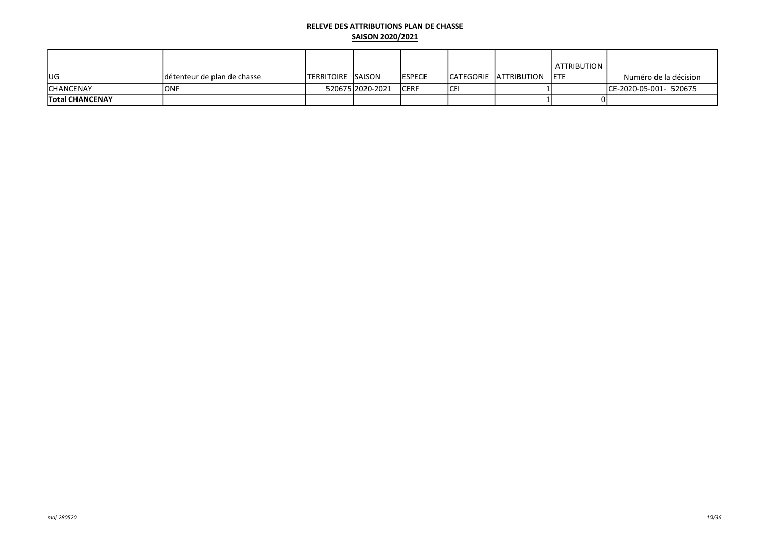**RELEVE DES ATTRIBUTIONS PLAN DE CHASSE**

**SAISON 2020/2021**

| UG | détenteur de plan de chasse | TERRITOIRE | SAISON | ESPECE | CATEGORIE | ATTRIBUTION | ATTRIBUTION ETE | Numéro de la décision |
|---|---|---|---|---|---|---|---|---|
| CHANCENAY | ONF | 520675 | 2020-2021 | CERF | CEI | 1 | | CE-2020-05-001- 520675 |
| **Total CHANCENAY** | | | | | | 1 | 0 | |

*maj 280520*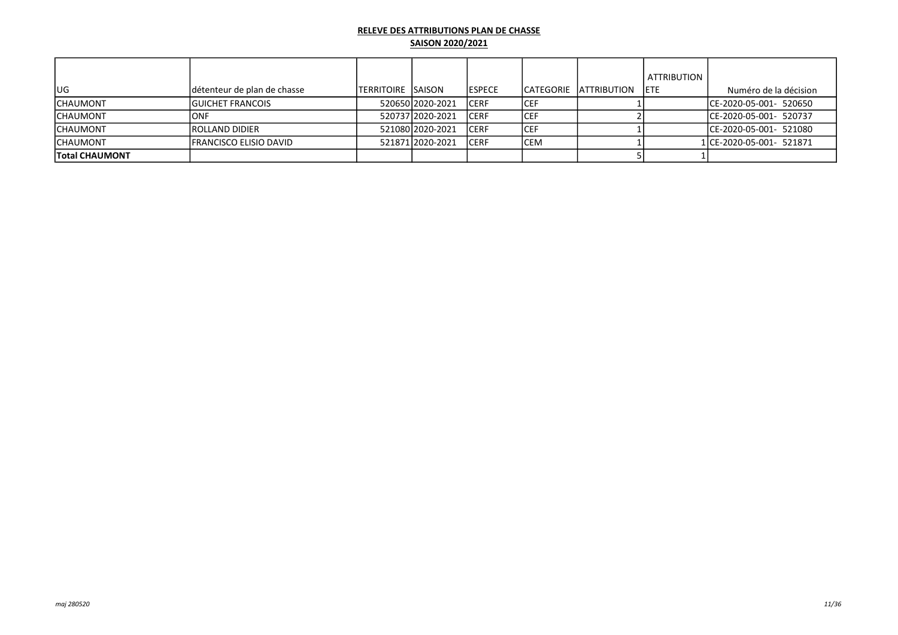**RELEVE DES ATTRIBUTIONS PLAN DE CHASSE**

**SAISON 2020/2021**

| UG | détenteur de plan de chasse | TERRITOIRE | SAISON | ESPECE | CATEGORIE | ATTRIBUTION | ATTRIBUTION ETE | Numéro de la décision |
|---|---|---|---|---|---|---|---|---|
| CHAUMONT | GUICHET FRANCOIS | 520650 | 2020-2021 | CERF | CEF | 1 | | CE-2020-05-001- 520650 |
| CHAUMONT | ONF | 520737 | 2020-2021 | CERF | CEF | 2 | | CE-2020-05-001- 520737 |
| CHAUMONT | ROLLAND DIDIER | 521080 | 2020-2021 | CERF | CEF | 1 | | CE-2020-05-001- 521080 |
| CHAUMONT | FRANCISCO ELISIO DAVID | 521871 | 2020-2021 | CERF | CEM | 1 | 1 | CE-2020-05-001- 521871 |
| **Total CHAUMONT** | | | | | | 5 | 1 | |

*maj 280520*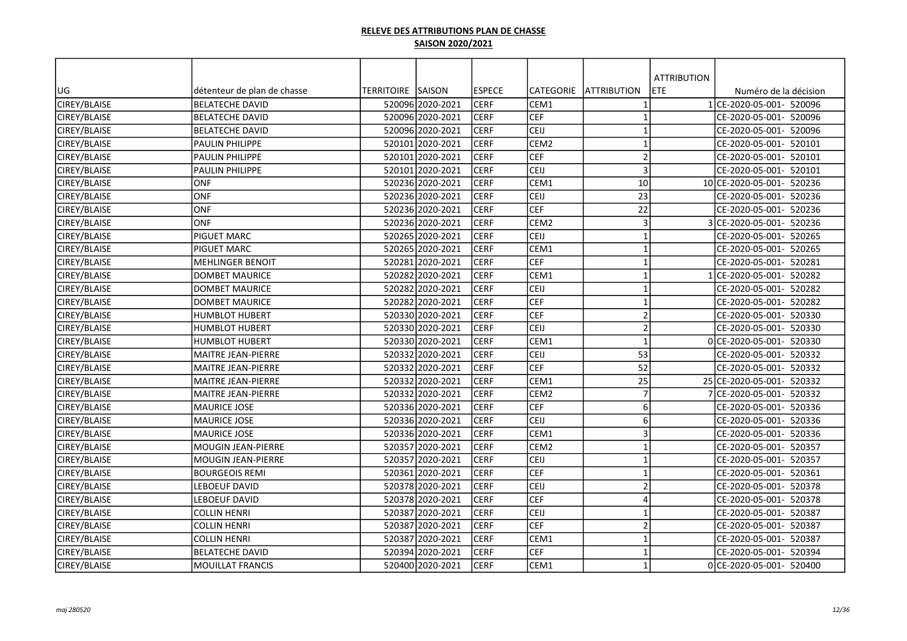**RELEVE DES ATTRIBUTIONS PLAN DE CHASSE**

**SAISON 2020/2021**

| UG | détenteur de plan de chasse | TERRITOIRE | SAISON | ESPECE | CATEGORIE | ATTRIBUTION | ATTRIBUTION ETE | Numéro de la décision |
|---|---|---|---|---|---|---|---|---|
| CIREY/BLAISE | BELATECHE DAVID | 520096 | 2020-2021 | CERF | CEM1 | 1 | 1 | CE-2020-05-001- 520096 |
| CIREY/BLAISE | BELATECHE DAVID | 520096 | 2020-2021 | CERF | CEF | 1 | | CE-2020-05-001- 520096 |
| CIREY/BLAISE | BELATECHE DAVID | 520096 | 2020-2021 | CERF | CEIJ | 1 | | CE-2020-05-001- 520096 |
| CIREY/BLAISE | PAULIN PHILIPPE | 520101 | 2020-2021 | CERF | CEM2 | 1 | | CE-2020-05-001- 520101 |
| CIREY/BLAISE | PAULIN PHILIPPE | 520101 | 2020-2021 | CERF | CEF | 2 | | CE-2020-05-001- 520101 |
| CIREY/BLAISE | PAULIN PHILIPPE | 520101 | 2020-2021 | CERF | CEIJ | 3 | | CE-2020-05-001- 520101 |
| CIREY/BLAISE | ONF | 520236 | 2020-2021 | CERF | CEM1 | 10 | 10 | CE-2020-05-001- 520236 |
| CIREY/BLAISE | ONF | 520236 | 2020-2021 | CERF | CEIJ | 23 | | CE-2020-05-001- 520236 |
| CIREY/BLAISE | ONF | 520236 | 2020-2021 | CERF | CEF | 22 | | CE-2020-05-001- 520236 |
| CIREY/BLAISE | ONF | 520236 | 2020-2021 | CERF | CEM2 | 3 | 3 | CE-2020-05-001- 520236 |
| CIREY/BLAISE | PIGUET MARC | 520265 | 2020-2021 | CERF | CEIJ | 1 | | CE-2020-05-001- 520265 |
| CIREY/BLAISE | PIGUET MARC | 520265 | 2020-2021 | CERF | CEM1 | 1 | | CE-2020-05-001- 520265 |
| CIREY/BLAISE | MEHLINGER BENOIT | 520281 | 2020-2021 | CERF | CEF | 1 | | CE-2020-05-001- 520281 |
| CIREY/BLAISE | DOMBET MAURICE | 520282 | 2020-2021 | CERF | CEM1 | 1 | 1 | CE-2020-05-001- 520282 |
| CIREY/BLAISE | DOMBET MAURICE | 520282 | 2020-2021 | CERF | CEIJ | 1 | | CE-2020-05-001- 520282 |
| CIREY/BLAISE | DOMBET MAURICE | 520282 | 2020-2021 | CERF | CEF | 1 | | CE-2020-05-001- 520282 |
| CIREY/BLAISE | HUMBLOT HUBERT | 520330 | 2020-2021 | CERF | CEF | 2 | | CE-2020-05-001- 520330 |
| CIREY/BLAISE | HUMBLOT HUBERT | 520330 | 2020-2021 | CERF | CEIJ | 2 | | CE-2020-05-001- 520330 |
| CIREY/BLAISE | HUMBLOT HUBERT | 520330 | 2020-2021 | CERF | CEM1 | 1 | 0 | CE-2020-05-001- 520330 |
| CIREY/BLAISE | MAITRE JEAN-PIERRE | 520332 | 2020-2021 | CERF | CEIJ | 53 | | CE-2020-05-001- 520332 |
| CIREY/BLAISE | MAITRE JEAN-PIERRE | 520332 | 2020-2021 | CERF | CEF | 52 | | CE-2020-05-001- 520332 |
| CIREY/BLAISE | MAITRE JEAN-PIERRE | 520332 | 2020-2021 | CERF | CEM1 | 25 | 25 | CE-2020-05-001- 520332 |
| CIREY/BLAISE | MAITRE JEAN-PIERRE | 520332 | 2020-2021 | CERF | CEM2 | 7 | 7 | CE-2020-05-001- 520332 |
| CIREY/BLAISE | MAURICE JOSE | 520336 | 2020-2021 | CERF | CEF | 6 | | CE-2020-05-001- 520336 |
| CIREY/BLAISE | MAURICE JOSE | 520336 | 2020-2021 | CERF | CEIJ | 6 | | CE-2020-05-001- 520336 |
| CIREY/BLAISE | MAURICE JOSE | 520336 | 2020-2021 | CERF | CEM1 | 3 | | CE-2020-05-001- 520336 |
| CIREY/BLAISE | MOUGIN JEAN-PIERRE | 520357 | 2020-2021 | CERF | CEM2 | 1 | | CE-2020-05-001- 520357 |
| CIREY/BLAISE | MOUGIN JEAN-PIERRE | 520357 | 2020-2021 | CERF | CEIJ | 1 | | CE-2020-05-001- 520357 |
| CIREY/BLAISE | BOURGEOIS REMI | 520361 | 2020-2021 | CERF | CEF | 1 | | CE-2020-05-001- 520361 |
| CIREY/BLAISE | LEBOEUF DAVID | 520378 | 2020-2021 | CERF | CEIJ | 2 | | CE-2020-05-001- 520378 |
| CIREY/BLAISE | LEBOEUF DAVID | 520378 | 2020-2021 | CERF | CEF | 4 | | CE-2020-05-001- 520378 |
| CIREY/BLAISE | COLLIN HENRI | 520387 | 2020-2021 | CERF | CEIJ | 1 | | CE-2020-05-001- 520387 |
| CIREY/BLAISE | COLLIN HENRI | 520387 | 2020-2021 | CERF | CEF | 2 | | CE-2020-05-001- 520387 |
| CIREY/BLAISE | COLLIN HENRI | 520387 | 2020-2021 | CERF | CEM1 | 1 | | CE-2020-05-001- 520387 |
| CIREY/BLAISE | BELATECHE DAVID | 520394 | 2020-2021 | CERF | CEF | 1 | | CE-2020-05-001- 520394 |
| CIREY/BLAISE | MOUILLAT FRANCIS | 520400 | 2020-2021 | CERF | CEM1 | 1 | 0 | CE-2020-05-001- 520400 |

*maj 280520*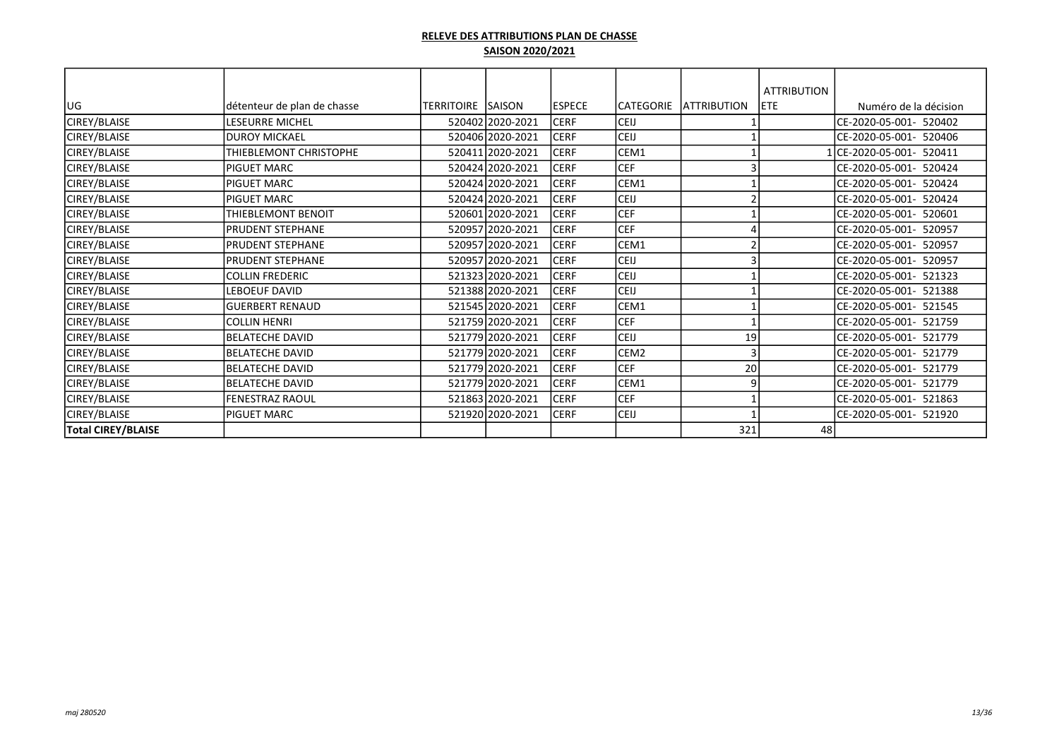**RELEVE DES ATTRIBUTIONS PLAN DE CHASSE**

**SAISON 2020/2021**

| UG | détenteur de plan de chasse | TERRITOIRE | SAISON | ESPECE | CATEGORIE | ATTRIBUTION | ATTRIBUTION ETE | Numéro de la décision |
|---|---|---|---|---|---|---|---|---|
| CIREY/BLAISE | LESEURRE MICHEL | 520402 | 2020-2021 | CERF | CEIJ | 1 | | CE-2020-05-001- 520402 |
| CIREY/BLAISE | DUROY MICKAEL | 520406 | 2020-2021 | CERF | CEIJ | 1 | | CE-2020-05-001- 520406 |
| CIREY/BLAISE | THIEBLEMONT CHRISTOPHE | 520411 | 2020-2021 | CERF | CEM1 | 1 | 1 | CE-2020-05-001- 520411 |
| CIREY/BLAISE | PIGUET MARC | 520424 | 2020-2021 | CERF | CEF | 3 | | CE-2020-05-001- 520424 |
| CIREY/BLAISE | PIGUET MARC | 520424 | 2020-2021 | CERF | CEM1 | 1 | | CE-2020-05-001- 520424 |
| CIREY/BLAISE | PIGUET MARC | 520424 | 2020-2021 | CERF | CEIJ | 2 | | CE-2020-05-001- 520424 |
| CIREY/BLAISE | THIEBLEMONT BENOIT | 520601 | 2020-2021 | CERF | CEF | 1 | | CE-2020-05-001- 520601 |
| CIREY/BLAISE | PRUDENT STEPHANE | 520957 | 2020-2021 | CERF | CEF | 4 | | CE-2020-05-001- 520957 |
| CIREY/BLAISE | PRUDENT STEPHANE | 520957 | 2020-2021 | CERF | CEM1 | 2 | | CE-2020-05-001- 520957 |
| CIREY/BLAISE | PRUDENT STEPHANE | 520957 | 2020-2021 | CERF | CEIJ | 3 | | CE-2020-05-001- 520957 |
| CIREY/BLAISE | COLLIN FREDERIC | 521323 | 2020-2021 | CERF | CEIJ | 1 | | CE-2020-05-001- 521323 |
| CIREY/BLAISE | LEBOEUF DAVID | 521388 | 2020-2021 | CERF | CEIJ | 1 | | CE-2020-05-001- 521388 |
| CIREY/BLAISE | GUERBERT RENAUD | 521545 | 2020-2021 | CERF | CEM1 | 1 | | CE-2020-05-001- 521545 |
| CIREY/BLAISE | COLLIN HENRI | 521759 | 2020-2021 | CERF | CEF | 1 | | CE-2020-05-001- 521759 |
| CIREY/BLAISE | BELATECHE DAVID | 521779 | 2020-2021 | CERF | CEIJ | 19 | | CE-2020-05-001- 521779 |
| CIREY/BLAISE | BELATECHE DAVID | 521779 | 2020-2021 | CERF | CEM2 | 3 | | CE-2020-05-001- 521779 |
| CIREY/BLAISE | BELATECHE DAVID | 521779 | 2020-2021 | CERF | CEF | 20 | | CE-2020-05-001- 521779 |
| CIREY/BLAISE | BELATECHE DAVID | 521779 | 2020-2021 | CERF | CEM1 | 9 | | CE-2020-05-001- 521779 |
| CIREY/BLAISE | FENESTRAZ RAOUL | 521863 | 2020-2021 | CERF | CEF | 1 | | CE-2020-05-001- 521863 |
| CIREY/BLAISE | PIGUET MARC | 521920 | 2020-2021 | CERF | CEIJ | 1 | | CE-2020-05-001- 521920 |
| **Total CIREY/BLAISE** | | | | | | 321 | 48 | |

*maj 280520*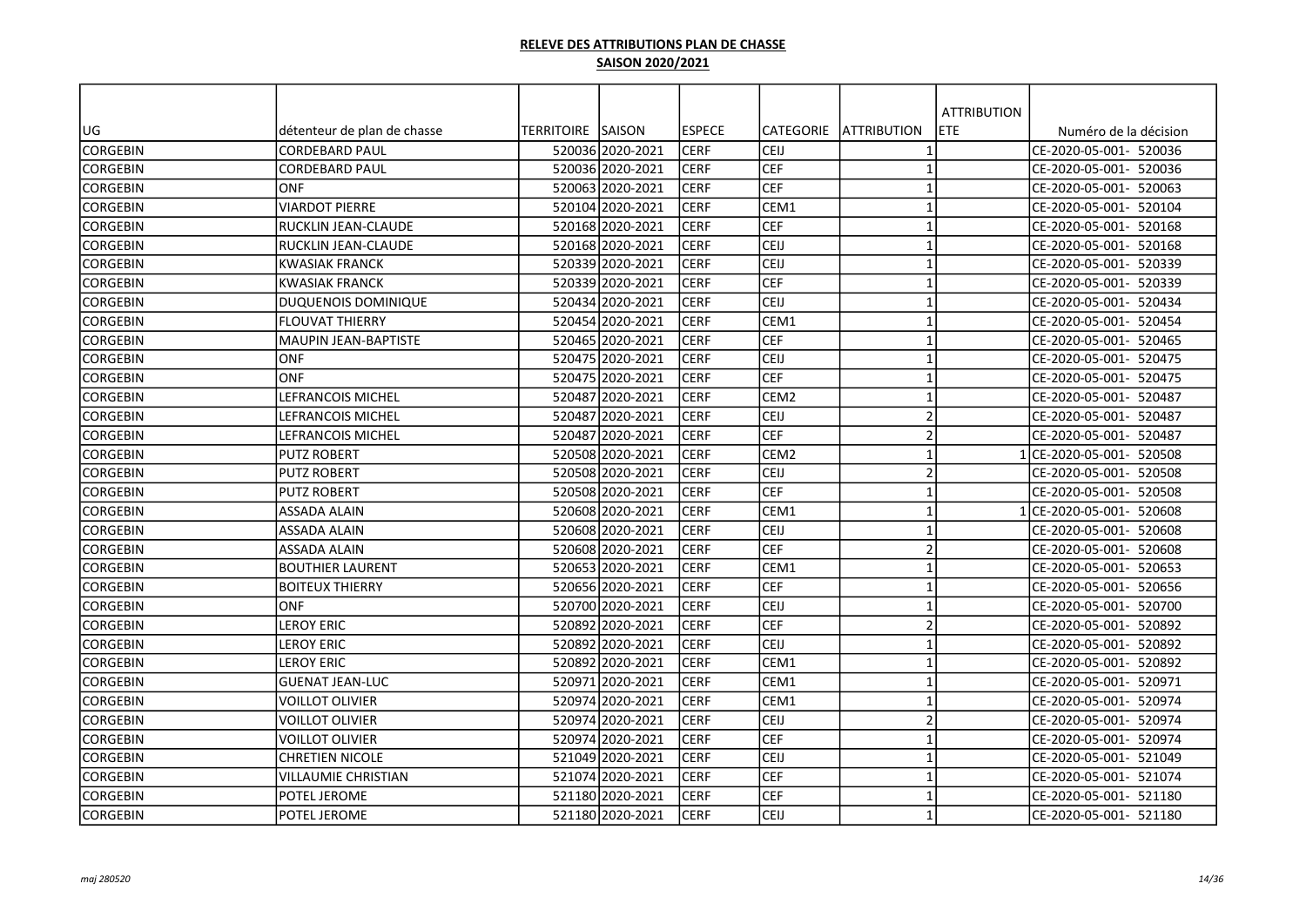**RELEVE DES ATTRIBUTIONS PLAN DE CHASSE**

**SAISON 2020/2021**

| UG | détenteur de plan de chasse | TERRITOIRE | SAISON | ESPECE | CATEGORIE | ATTRIBUTION | ATTRIBUTION ETE | Numéro de la décision |
|---|---|---|---|---|---|---|---|---|
| CORGEBIN | CORDEBARD PAUL | 520036 | 2020-2021 | CERF | CEIJ | 1 | | CE-2020-05-001- 520036 |
| CORGEBIN | CORDEBARD PAUL | 520036 | 2020-2021 | CERF | CEF | 1 | | CE-2020-05-001- 520036 |
| CORGEBIN | ONF | 520063 | 2020-2021 | CERF | CEF | 1 | | CE-2020-05-001- 520063 |
| CORGEBIN | VIARDOT PIERRE | 520104 | 2020-2021 | CERF | CEM1 | 1 | | CE-2020-05-001- 520104 |
| CORGEBIN | RUCKLIN JEAN-CLAUDE | 520168 | 2020-2021 | CERF | CEF | 1 | | CE-2020-05-001- 520168 |
| CORGEBIN | RUCKLIN JEAN-CLAUDE | 520168 | 2020-2021 | CERF | CEIJ | 1 | | CE-2020-05-001- 520168 |
| CORGEBIN | KWASIAK FRANCK | 520339 | 2020-2021 | CERF | CEIJ | 1 | | CE-2020-05-001- 520339 |
| CORGEBIN | KWASIAK FRANCK | 520339 | 2020-2021 | CERF | CEF | 1 | | CE-2020-05-001- 520339 |
| CORGEBIN | DUQUENOIS DOMINIQUE | 520434 | 2020-2021 | CERF | CEIJ | 1 | | CE-2020-05-001- 520434 |
| CORGEBIN | FLOUVAT THIERRY | 520454 | 2020-2021 | CERF | CEM1 | 1 | | CE-2020-05-001- 520454 |
| CORGEBIN | MAUPIN JEAN-BAPTISTE | 520465 | 2020-2021 | CERF | CEF | 1 | | CE-2020-05-001- 520465 |
| CORGEBIN | ONF | 520475 | 2020-2021 | CERF | CEIJ | 1 | | CE-2020-05-001- 520475 |
| CORGEBIN | ONF | 520475 | 2020-2021 | CERF | CEF | 1 | | CE-2020-05-001- 520475 |
| CORGEBIN | LEFRANCOIS MICHEL | 520487 | 2020-2021 | CERF | CEM2 | 1 | | CE-2020-05-001- 520487 |
| CORGEBIN | LEFRANCOIS MICHEL | 520487 | 2020-2021 | CERF | CEIJ | 2 | | CE-2020-05-001- 520487 |
| CORGEBIN | LEFRANCOIS MICHEL | 520487 | 2020-2021 | CERF | CEF | 2 | | CE-2020-05-001- 520487 |
| CORGEBIN | PUTZ ROBERT | 520508 | 2020-2021 | CERF | CEM2 | 1 | 1 | CE-2020-05-001- 520508 |
| CORGEBIN | PUTZ ROBERT | 520508 | 2020-2021 | CERF | CEIJ | 2 | | CE-2020-05-001- 520508 |
| CORGEBIN | PUTZ ROBERT | 520508 | 2020-2021 | CERF | CEF | 1 | | CE-2020-05-001- 520508 |
| CORGEBIN | ASSADA ALAIN | 520608 | 2020-2021 | CERF | CEM1 | 1 | 1 | CE-2020-05-001- 520608 |
| CORGEBIN | ASSADA ALAIN | 520608 | 2020-2021 | CERF | CEIJ | 1 | | CE-2020-05-001- 520608 |
| CORGEBIN | ASSADA ALAIN | 520608 | 2020-2021 | CERF | CEF | 2 | | CE-2020-05-001- 520608 |
| CORGEBIN | BOUTHIER LAURENT | 520653 | 2020-2021 | CERF | CEM1 | 1 | | CE-2020-05-001- 520653 |
| CORGEBIN | BOITEUX THIERRY | 520656 | 2020-2021 | CERF | CEF | 1 | | CE-2020-05-001- 520656 |
| CORGEBIN | ONF | 520700 | 2020-2021 | CERF | CEIJ | 1 | | CE-2020-05-001- 520700 |
| CORGEBIN | LEROY ERIC | 520892 | 2020-2021 | CERF | CEF | 2 | | CE-2020-05-001- 520892 |
| CORGEBIN | LEROY ERIC | 520892 | 2020-2021 | CERF | CEIJ | 1 | | CE-2020-05-001- 520892 |
| CORGEBIN | LEROY ERIC | 520892 | 2020-2021 | CERF | CEM1 | 1 | | CE-2020-05-001- 520892 |
| CORGEBIN | GUENAT JEAN-LUC | 520971 | 2020-2021 | CERF | CEM1 | 1 | | CE-2020-05-001- 520971 |
| CORGEBIN | VOILLOT OLIVIER | 520974 | 2020-2021 | CERF | CEM1 | 1 | | CE-2020-05-001- 520974 |
| CORGEBIN | VOILLOT OLIVIER | 520974 | 2020-2021 | CERF | CEIJ | 2 | | CE-2020-05-001- 520974 |
| CORGEBIN | VOILLOT OLIVIER | 520974 | 2020-2021 | CERF | CEF | 1 | | CE-2020-05-001- 520974 |
| CORGEBIN | CHRETIEN NICOLE | 521049 | 2020-2021 | CERF | CEIJ | 1 | | CE-2020-05-001- 521049 |
| CORGEBIN | VILLAUMIE CHRISTIAN | 521074 | 2020-2021 | CERF | CEF | 1 | | CE-2020-05-001- 521074 |
| CORGEBIN | POTEL JEROME | 521180 | 2020-2021 | CERF | CEF | 1 | | CE-2020-05-001- 521180 |
| CORGEBIN | POTEL JEROME | 521180 | 2020-2021 | CERF | CEIJ | 1 | | CE-2020-05-001- 521180 |

*maj 280520*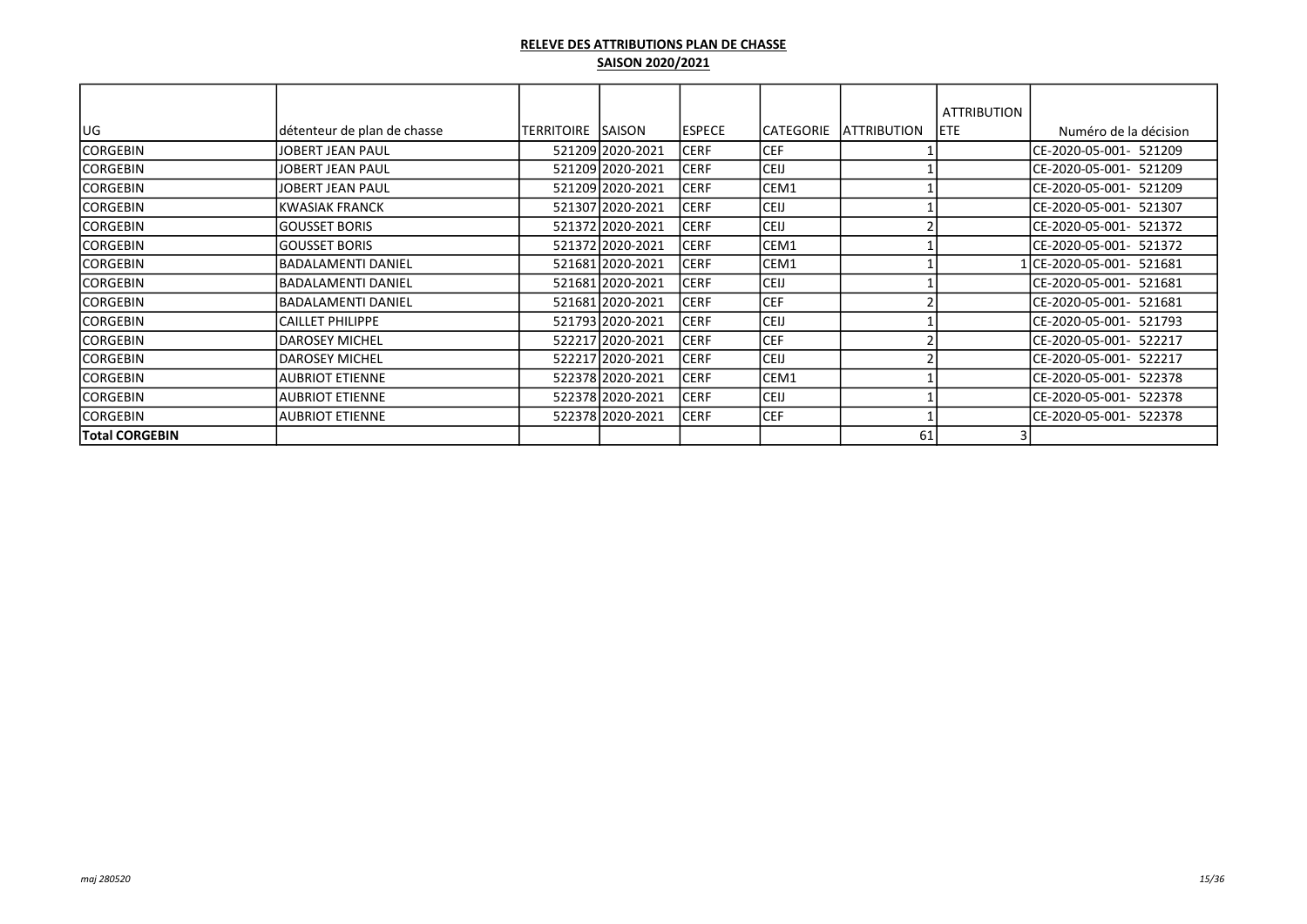**RELEVE DES ATTRIBUTIONS PLAN DE CHASSE**

**SAISON 2020/2021**

| UG | détenteur de plan de chasse | TERRITOIRE | SAISON | ESPECE | CATEGORIE | ATTRIBUTION | ATTRIBUTION ETE | Numéro de la décision |
|---|---|---|---|---|---|---|---|---|
| CORGEBIN | JOBERT JEAN PAUL | 521209 | 2020-2021 | CERF | CEF | 1 | | CE-2020-05-001- 521209 |
| CORGEBIN | JOBERT JEAN PAUL | 521209 | 2020-2021 | CERF | CEIJ | 1 | | CE-2020-05-001- 521209 |
| CORGEBIN | JOBERT JEAN PAUL | 521209 | 2020-2021 | CERF | CEM1 | 1 | | CE-2020-05-001- 521209 |
| CORGEBIN | KWASIAK FRANCK | 521307 | 2020-2021 | CERF | CEIJ | 1 | | CE-2020-05-001- 521307 |
| CORGEBIN | GOUSSET BORIS | 521372 | 2020-2021 | CERF | CEIJ | 2 | | CE-2020-05-001- 521372 |
| CORGEBIN | GOUSSET BORIS | 521372 | 2020-2021 | CERF | CEM1 | 1 | | CE-2020-05-001- 521372 |
| CORGEBIN | BADALAMENTI DANIEL | 521681 | 2020-2021 | CERF | CEM1 | 1 | 1 | CE-2020-05-001- 521681 |
| CORGEBIN | BADALAMENTI DANIEL | 521681 | 2020-2021 | CERF | CEIJ | 1 | | CE-2020-05-001- 521681 |
| CORGEBIN | BADALAMENTI DANIEL | 521681 | 2020-2021 | CERF | CEF | 2 | | CE-2020-05-001- 521681 |
| CORGEBIN | CAILLET PHILIPPE | 521793 | 2020-2021 | CERF | CEIJ | 1 | | CE-2020-05-001- 521793 |
| CORGEBIN | DAROSEY MICHEL | 522217 | 2020-2021 | CERF | CEF | 2 | | CE-2020-05-001- 522217 |
| CORGEBIN | DAROSEY MICHEL | 522217 | 2020-2021 | CERF | CEIJ | 2 | | CE-2020-05-001- 522217 |
| CORGEBIN | AUBRIOT ETIENNE | 522378 | 2020-2021 | CERF | CEM1 | 1 | | CE-2020-05-001- 522378 |
| CORGEBIN | AUBRIOT ETIENNE | 522378 | 2020-2021 | CERF | CEIJ | 1 | | CE-2020-05-001- 522378 |
| CORGEBIN | AUBRIOT ETIENNE | 522378 | 2020-2021 | CERF | CEF | 1 | | CE-2020-05-001- 522378 |
| **Total CORGEBIN** | | | | | | 61 | 3 | |

*maj 280520*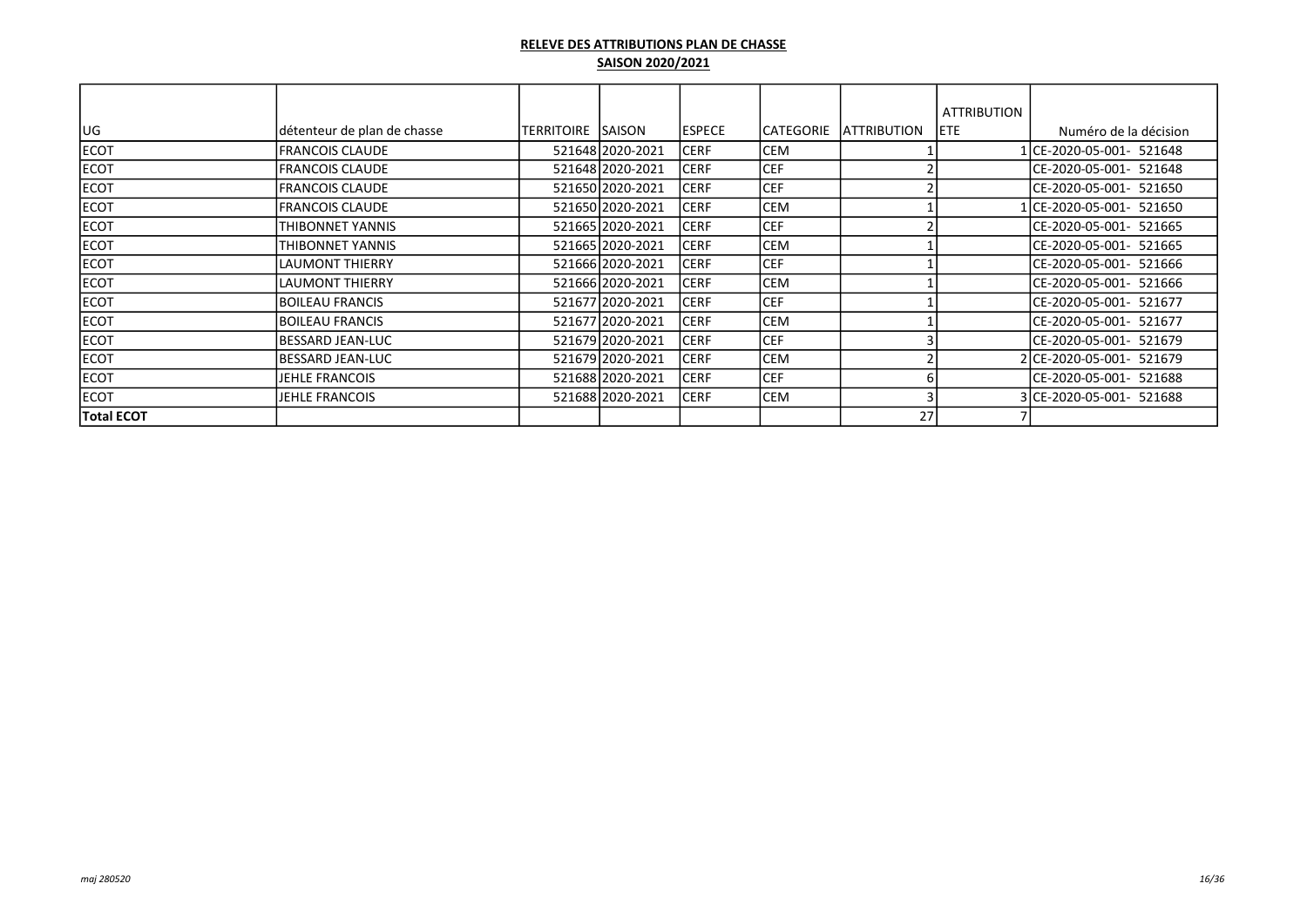**RELEVE DES ATTRIBUTIONS PLAN DE CHASSE**

**SAISON 2020/2021**

| UG | détenteur de plan de chasse | TERRITOIRE | SAISON | ESPECE | CATEGORIE | ATTRIBUTION | ATTRIBUTION ETE | Numéro de la décision |
|---|---|---|---|---|---|---|---|---|
| ECOT | FRANCOIS CLAUDE | 521648 | 2020-2021 | CERF | CEM | 1 | 1 | CE-2020-05-001- 521648 |
| ECOT | FRANCOIS CLAUDE | 521648 | 2020-2021 | CERF | CEF | 2 | | CE-2020-05-001- 521648 |
| ECOT | FRANCOIS CLAUDE | 521650 | 2020-2021 | CERF | CEF | 2 | | CE-2020-05-001- 521650 |
| ECOT | FRANCOIS CLAUDE | 521650 | 2020-2021 | CERF | CEM | 1 | 1 | CE-2020-05-001- 521650 |
| ECOT | THIBONNET YANNIS | 521665 | 2020-2021 | CERF | CEF | 2 | | CE-2020-05-001- 521665 |
| ECOT | THIBONNET YANNIS | 521665 | 2020-2021 | CERF | CEM | 1 | | CE-2020-05-001- 521665 |
| ECOT | LAUMONT THIERRY | 521666 | 2020-2021 | CERF | CEF | 1 | | CE-2020-05-001- 521666 |
| ECOT | LAUMONT THIERRY | 521666 | 2020-2021 | CERF | CEM | 1 | | CE-2020-05-001- 521666 |
| ECOT | BOILEAU FRANCIS | 521677 | 2020-2021 | CERF | CEF | 1 | | CE-2020-05-001- 521677 |
| ECOT | BOILEAU FRANCIS | 521677 | 2020-2021 | CERF | CEM | 1 | | CE-2020-05-001- 521677 |
| ECOT | BESSARD JEAN-LUC | 521679 | 2020-2021 | CERF | CEF | 3 | | CE-2020-05-001- 521679 |
| ECOT | BESSARD JEAN-LUC | 521679 | 2020-2021 | CERF | CEM | 2 | 2 | CE-2020-05-001- 521679 |
| ECOT | JEHLE FRANCOIS | 521688 | 2020-2021 | CERF | CEF | 6 | | CE-2020-05-001- 521688 |
| ECOT | JEHLE FRANCOIS | 521688 | 2020-2021 | CERF | CEM | 3 | 3 | CE-2020-05-001- 521688 |
| **Total ECOT** | | | | | | 27 | 7 | |

*maj 280520*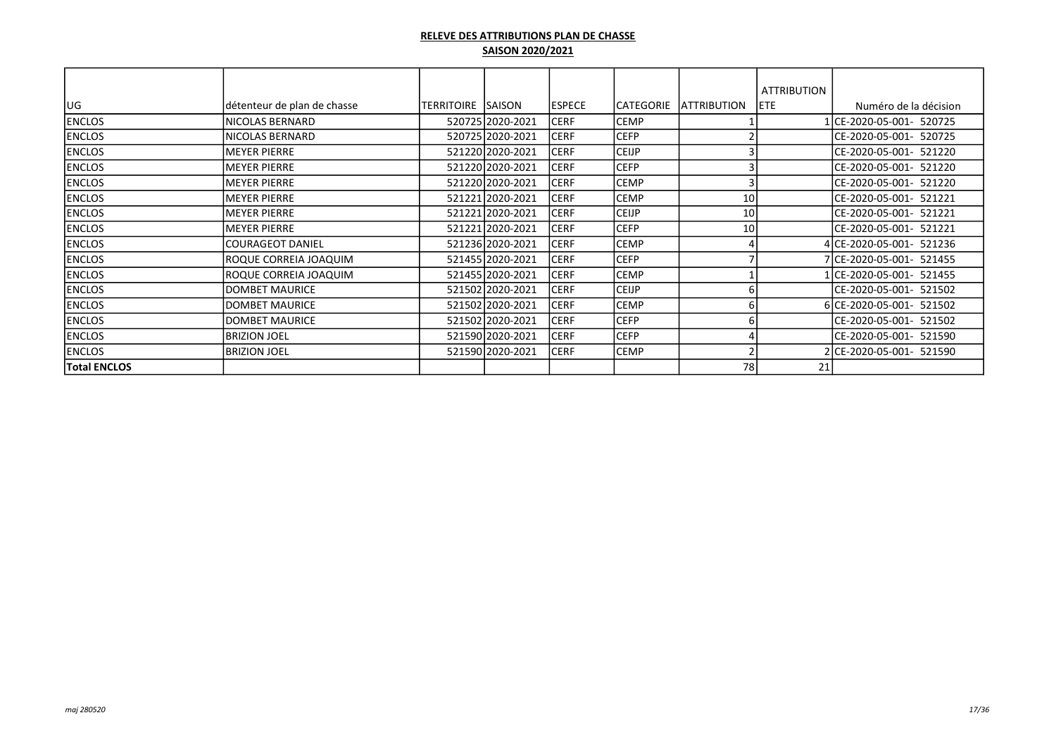**RELEVE DES ATTRIBUTIONS PLAN DE CHASSE**

**SAISON 2020/2021**

| UG | détenteur de plan de chasse | TERRITOIRE | SAISON | ESPECE | CATEGORIE | ATTRIBUTION | ATTRIBUTION ETE | Numéro de la décision |
|---|---|---|---|---|---|---|---|---|
| ENCLOS | NICOLAS BERNARD | 520725 | 2020-2021 | CERF | CEMP | 1 | 1 | CE-2020-05-001- 520725 |
| ENCLOS | NICOLAS BERNARD | 520725 | 2020-2021 | CERF | CEFP | 2 | | CE-2020-05-001- 520725 |
| ENCLOS | MEYER PIERRE | 521220 | 2020-2021 | CERF | CEIJP | 3 | | CE-2020-05-001- 521220 |
| ENCLOS | MEYER PIERRE | 521220 | 2020-2021 | CERF | CEFP | 3 | | CE-2020-05-001- 521220 |
| ENCLOS | MEYER PIERRE | 521220 | 2020-2021 | CERF | CEMP | 3 | | CE-2020-05-001- 521220 |
| ENCLOS | MEYER PIERRE | 521221 | 2020-2021 | CERF | CEMP | 10 | | CE-2020-05-001- 521221 |
| ENCLOS | MEYER PIERRE | 521221 | 2020-2021 | CERF | CEIJP | 10 | | CE-2020-05-001- 521221 |
| ENCLOS | MEYER PIERRE | 521221 | 2020-2021 | CERF | CEFP | 10 | | CE-2020-05-001- 521221 |
| ENCLOS | COURAGEOT DANIEL | 521236 | 2020-2021 | CERF | CEMP | 4 | 4 | CE-2020-05-001- 521236 |
| ENCLOS | ROQUE CORREIA JOAQUIM | 521455 | 2020-2021 | CERF | CEFP | 7 | 7 | CE-2020-05-001- 521455 |
| ENCLOS | ROQUE CORREIA JOAQUIM | 521455 | 2020-2021 | CERF | CEMP | 1 | 1 | CE-2020-05-001- 521455 |
| ENCLOS | DOMBET MAURICE | 521502 | 2020-2021 | CERF | CEIJP | 6 | | CE-2020-05-001- 521502 |
| ENCLOS | DOMBET MAURICE | 521502 | 2020-2021 | CERF | CEMP | 6 | 6 | CE-2020-05-001- 521502 |
| ENCLOS | DOMBET MAURICE | 521502 | 2020-2021 | CERF | CEFP | 6 | | CE-2020-05-001- 521502 |
| ENCLOS | BRIZION JOEL | 521590 | 2020-2021 | CERF | CEFP | 4 | | CE-2020-05-001- 521590 |
| ENCLOS | BRIZION JOEL | 521590 | 2020-2021 | CERF | CEMP | 2 | 2 | CE-2020-05-001- 521590 |
| **Total ENCLOS** | | | | | | 78 | 21 | |

*maj 280520*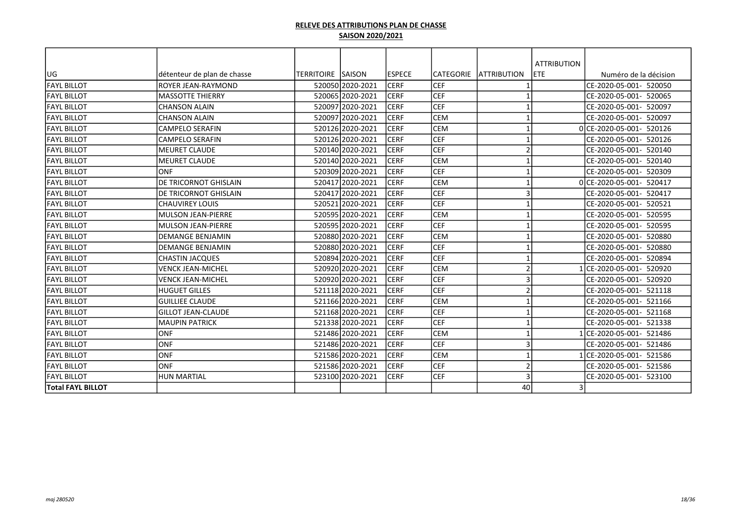**RELEVE DES ATTRIBUTIONS PLAN DE CHASSE**

**SAISON 2020/2021**

| UG | détenteur de plan de chasse | TERRITOIRE | SAISON | ESPECE | CATEGORIE | ATTRIBUTION | ATTRIBUTION ETE | Numéro de la décision |
|---|---|---|---|---|---|---|---|---|
| FAYL BILLOT | ROYER JEAN-RAYMOND | 520050 | 2020-2021 | CERF | CEF | 1 | | CE-2020-05-001- 520050 |
| FAYL BILLOT | MASSOTTE THIERRY | 520065 | 2020-2021 | CERF | CEF | 1 | | CE-2020-05-001- 520065 |
| FAYL BILLOT | CHANSON ALAIN | 520097 | 2020-2021 | CERF | CEF | 1 | | CE-2020-05-001- 520097 |
| FAYL BILLOT | CHANSON ALAIN | 520097 | 2020-2021 | CERF | CEM | 1 | | CE-2020-05-001- 520097 |
| FAYL BILLOT | CAMPELO SERAFIN | 520126 | 2020-2021 | CERF | CEM | 1 | 0 | CE-2020-05-001- 520126 |
| FAYL BILLOT | CAMPELO SERAFIN | 520126 | 2020-2021 | CERF | CEF | 1 | | CE-2020-05-001- 520126 |
| FAYL BILLOT | MEURET CLAUDE | 520140 | 2020-2021 | CERF | CEF | 2 | | CE-2020-05-001- 520140 |
| FAYL BILLOT | MEURET CLAUDE | 520140 | 2020-2021 | CERF | CEM | 1 | | CE-2020-05-001- 520140 |
| FAYL BILLOT | ONF | 520309 | 2020-2021 | CERF | CEF | 1 | | CE-2020-05-001- 520309 |
| FAYL BILLOT | DE TRICORNOT GHISLAIN | 520417 | 2020-2021 | CERF | CEM | 1 | 0 | CE-2020-05-001- 520417 |
| FAYL BILLOT | DE TRICORNOT GHISLAIN | 520417 | 2020-2021 | CERF | CEF | 3 | | CE-2020-05-001- 520417 |
| FAYL BILLOT | CHAUVIREY LOUIS | 520521 | 2020-2021 | CERF | CEF | 1 | | CE-2020-05-001- 520521 |
| FAYL BILLOT | MULSON JEAN-PIERRE | 520595 | 2020-2021 | CERF | CEM | 1 | | CE-2020-05-001- 520595 |
| FAYL BILLOT | MULSON JEAN-PIERRE | 520595 | 2020-2021 | CERF | CEF | 1 | | CE-2020-05-001- 520595 |
| FAYL BILLOT | DEMANGE BENJAMIN | 520880 | 2020-2021 | CERF | CEM | 1 | | CE-2020-05-001- 520880 |
| FAYL BILLOT | DEMANGE BENJAMIN | 520880 | 2020-2021 | CERF | CEF | 1 | | CE-2020-05-001- 520880 |
| FAYL BILLOT | CHASTIN JACQUES | 520894 | 2020-2021 | CERF | CEF | 1 | | CE-2020-05-001- 520894 |
| FAYL BILLOT | VENCK JEAN-MICHEL | 520920 | 2020-2021 | CERF | CEM | 2 | 1 | CE-2020-05-001- 520920 |
| FAYL BILLOT | VENCK JEAN-MICHEL | 520920 | 2020-2021 | CERF | CEF | 3 | | CE-2020-05-001- 520920 |
| FAYL BILLOT | HUGUET GILLES | 521118 | 2020-2021 | CERF | CEF | 2 | | CE-2020-05-001- 521118 |
| FAYL BILLOT | GUILLIEE CLAUDE | 521166 | 2020-2021 | CERF | CEM | 1 | | CE-2020-05-001- 521166 |
| FAYL BILLOT | GILLOT JEAN-CLAUDE | 521168 | 2020-2021 | CERF | CEF | 1 | | CE-2020-05-001- 521168 |
| FAYL BILLOT | MAUPIN PATRICK | 521338 | 2020-2021 | CERF | CEF | 1 | | CE-2020-05-001- 521338 |
| FAYL BILLOT | ONF | 521486 | 2020-2021 | CERF | CEM | 1 | 1 | CE-2020-05-001- 521486 |
| FAYL BILLOT | ONF | 521486 | 2020-2021 | CERF | CEF | 3 | | CE-2020-05-001- 521486 |
| FAYL BILLOT | ONF | 521586 | 2020-2021 | CERF | CEM | 1 | 1 | CE-2020-05-001- 521586 |
| FAYL BILLOT | ONF | 521586 | 2020-2021 | CERF | CEF | 2 | | CE-2020-05-001- 521586 |
| FAYL BILLOT | HUN MARTIAL | 523100 | 2020-2021 | CERF | CEF | 3 | | CE-2020-05-001- 523100 |
| **Total FAYL BILLOT** | | | | | | 40 | 3 | |

*maj 280520*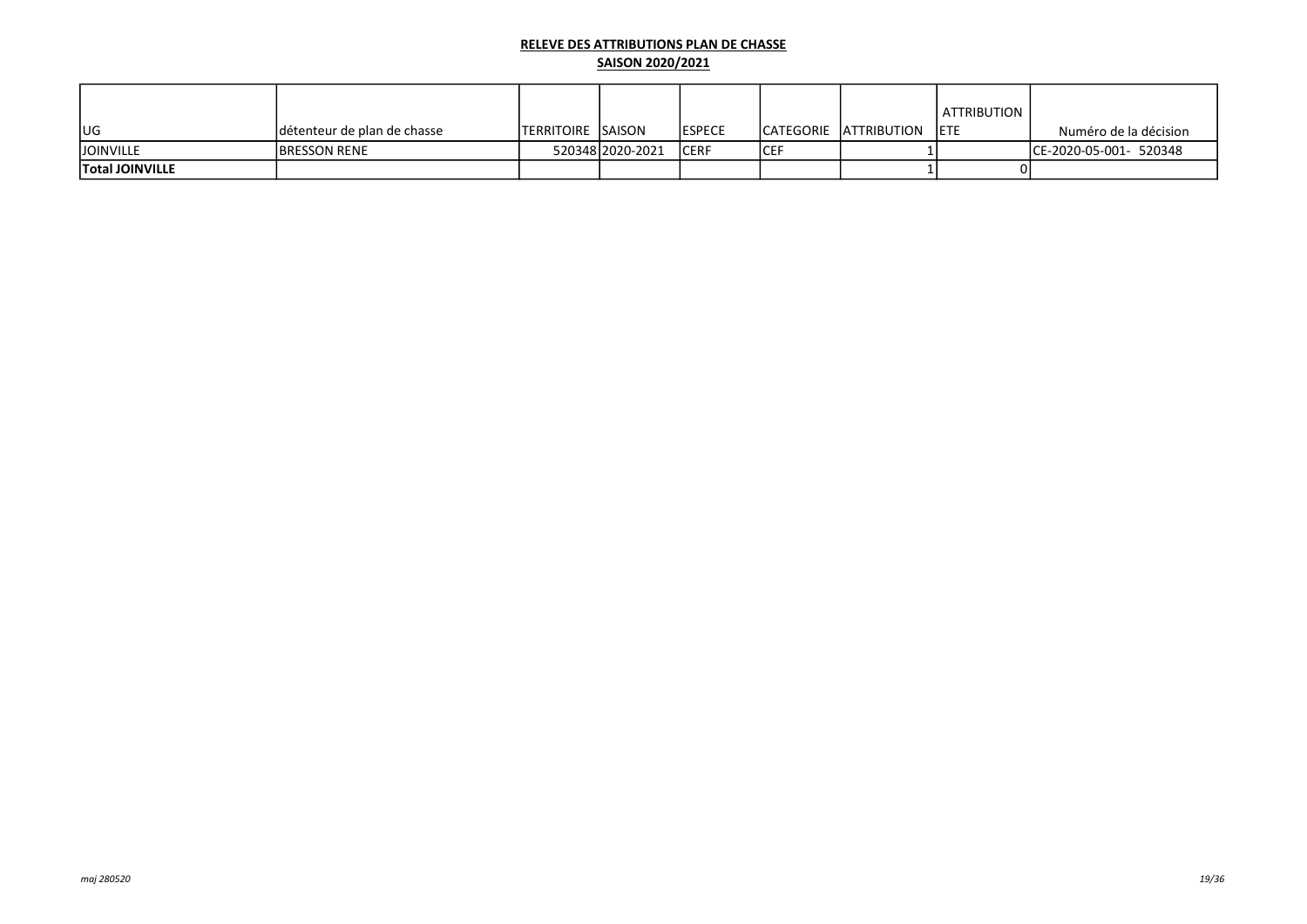**RELEVE DES ATTRIBUTIONS PLAN DE CHASSE**

**SAISON 2020/2021**

| UG | détenteur de plan de chasse | TERRITOIRE | SAISON | ESPECE | CATEGORIE | ATTRIBUTION | ATTRIBUTION ETE | Numéro de la décision |
|---|---|---|---|---|---|---|---|---|
| JOINVILLE | BRESSON RENE | 520348 | 2020-2021 | CERF | CEF | 1 | | CE-2020-05-001- 520348 |
| **Total JOINVILLE** | | | | | | 1 | 0 | |

*maj 280520*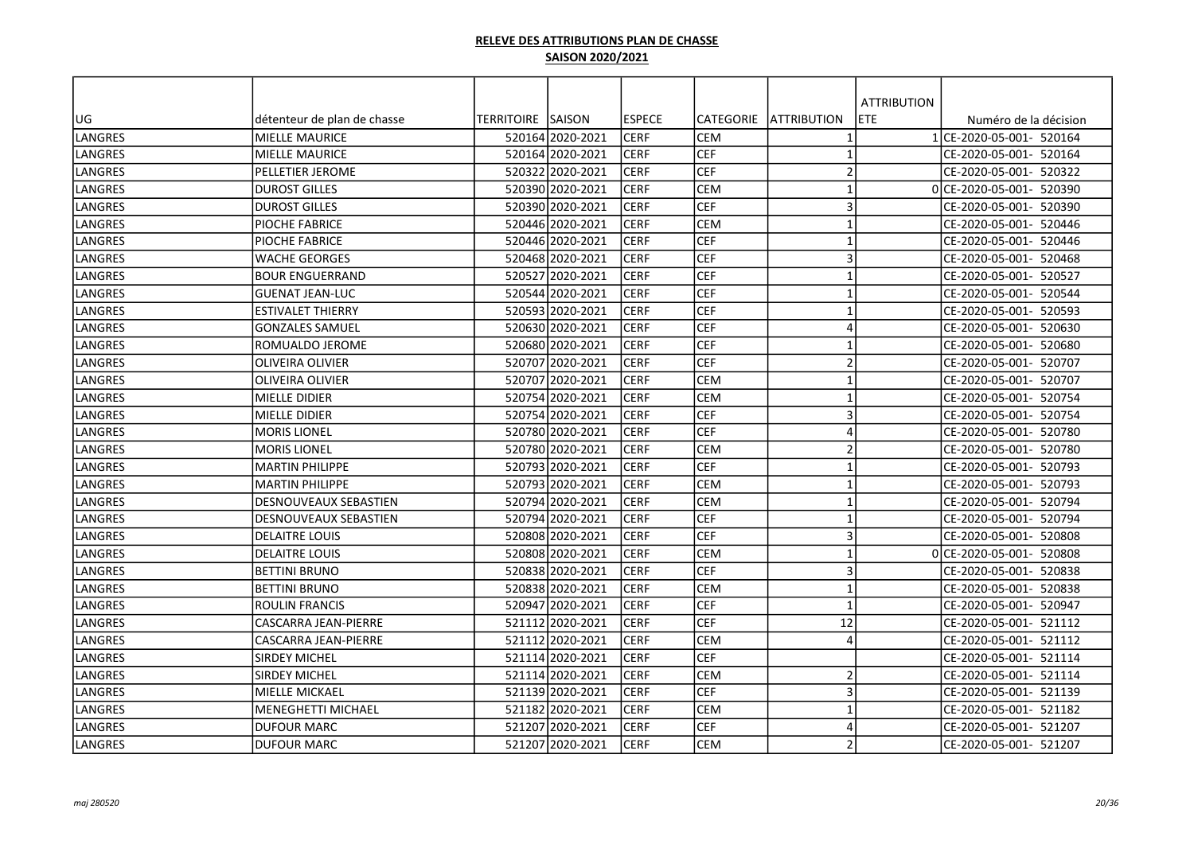**RELEVE DES ATTRIBUTIONS PLAN DE CHASSE**

**SAISON 2020/2021**

| UG | détenteur de plan de chasse | TERRITOIRE | SAISON | ESPECE | CATEGORIE | ATTRIBUTION | ATTRIBUTION ETE | Numéro de la décision |
|---|---|---|---|---|---|---|---|---|
| LANGRES | MIELLE MAURICE | 520164 | 2020-2021 | CERF | CEM | 1 | 1 | CE-2020-05-001- 520164 |
| LANGRES | MIELLE MAURICE | 520164 | 2020-2021 | CERF | CEF | 1 | | CE-2020-05-001- 520164 |
| LANGRES | PELLETIER JEROME | 520322 | 2020-2021 | CERF | CEF | 2 | | CE-2020-05-001- 520322 |
| LANGRES | DUROST GILLES | 520390 | 2020-2021 | CERF | CEM | 1 | 0 | CE-2020-05-001- 520390 |
| LANGRES | DUROST GILLES | 520390 | 2020-2021 | CERF | CEF | 3 | | CE-2020-05-001- 520390 |
| LANGRES | PIOCHE FABRICE | 520446 | 2020-2021 | CERF | CEM | 1 | | CE-2020-05-001- 520446 |
| LANGRES | PIOCHE FABRICE | 520446 | 2020-2021 | CERF | CEF | 1 | | CE-2020-05-001- 520446 |
| LANGRES | WACHE GEORGES | 520468 | 2020-2021 | CERF | CEF | 3 | | CE-2020-05-001- 520468 |
| LANGRES | BOUR ENGUERRAND | 520527 | 2020-2021 | CERF | CEF | 1 | | CE-2020-05-001- 520527 |
| LANGRES | GUENAT JEAN-LUC | 520544 | 2020-2021 | CERF | CEF | 1 | | CE-2020-05-001- 520544 |
| LANGRES | ESTIVALET THIERRY | 520593 | 2020-2021 | CERF | CEF | 1 | | CE-2020-05-001- 520593 |
| LANGRES | GONZALES SAMUEL | 520630 | 2020-2021 | CERF | CEF | 4 | | CE-2020-05-001- 520630 |
| LANGRES | ROMUALDO JEROME | 520680 | 2020-2021 | CERF | CEF | 1 | | CE-2020-05-001- 520680 |
| LANGRES | OLIVEIRA OLIVIER | 520707 | 2020-2021 | CERF | CEF | 2 | | CE-2020-05-001- 520707 |
| LANGRES | OLIVEIRA OLIVIER | 520707 | 2020-2021 | CERF | CEM | 1 | | CE-2020-05-001- 520707 |
| LANGRES | MIELLE DIDIER | 520754 | 2020-2021 | CERF | CEM | 1 | | CE-2020-05-001- 520754 |
| LANGRES | MIELLE DIDIER | 520754 | 2020-2021 | CERF | CEF | 3 | | CE-2020-05-001- 520754 |
| LANGRES | MORIS LIONEL | 520780 | 2020-2021 | CERF | CEF | 4 | | CE-2020-05-001- 520780 |
| LANGRES | MORIS LIONEL | 520780 | 2020-2021 | CERF | CEM | 2 | | CE-2020-05-001- 520780 |
| LANGRES | MARTIN PHILIPPE | 520793 | 2020-2021 | CERF | CEF | 1 | | CE-2020-05-001- 520793 |
| LANGRES | MARTIN PHILIPPE | 520793 | 2020-2021 | CERF | CEM | 1 | | CE-2020-05-001- 520793 |
| LANGRES | DESNOUVEAUX SEBASTIEN | 520794 | 2020-2021 | CERF | CEM | 1 | | CE-2020-05-001- 520794 |
| LANGRES | DESNOUVEAUX SEBASTIEN | 520794 | 2020-2021 | CERF | CEF | 1 | | CE-2020-05-001- 520794 |
| LANGRES | DELAITRE LOUIS | 520808 | 2020-2021 | CERF | CEF | 3 | | CE-2020-05-001- 520808 |
| LANGRES | DELAITRE LOUIS | 520808 | 2020-2021 | CERF | CEM | 1 | 0 | CE-2020-05-001- 520808 |
| LANGRES | BETTINI BRUNO | 520838 | 2020-2021 | CERF | CEF | 3 | | CE-2020-05-001- 520838 |
| LANGRES | BETTINI BRUNO | 520838 | 2020-2021 | CERF | CEM | 1 | | CE-2020-05-001- 520838 |
| LANGRES | ROULIN FRANCIS | 520947 | 2020-2021 | CERF | CEF | 1 | | CE-2020-05-001- 520947 |
| LANGRES | CASCARRA JEAN-PIERRE | 521112 | 2020-2021 | CERF | CEF | 12 | | CE-2020-05-001- 521112 |
| LANGRES | CASCARRA JEAN-PIERRE | 521112 | 2020-2021 | CERF | CEM | 4 | | CE-2020-05-001- 521112 |
| LANGRES | SIRDEY MICHEL | 521114 | 2020-2021 | CERF | CEF | | | CE-2020-05-001- 521114 |
| LANGRES | SIRDEY MICHEL | 521114 | 2020-2021 | CERF | CEM | 2 | | CE-2020-05-001- 521114 |
| LANGRES | MIELLE MICKAEL | 521139 | 2020-2021 | CERF | CEF | 3 | | CE-2020-05-001- 521139 |
| LANGRES | MENEGHETTI MICHAEL | 521182 | 2020-2021 | CERF | CEM | 1 | | CE-2020-05-001- 521182 |
| LANGRES | DUFOUR MARC | 521207 | 2020-2021 | CERF | CEF | 4 | | CE-2020-05-001- 521207 |
| LANGRES | DUFOUR MARC | 521207 | 2020-2021 | CERF | CEM | 2 | | CE-2020-05-001- 521207 |

*maj 280520*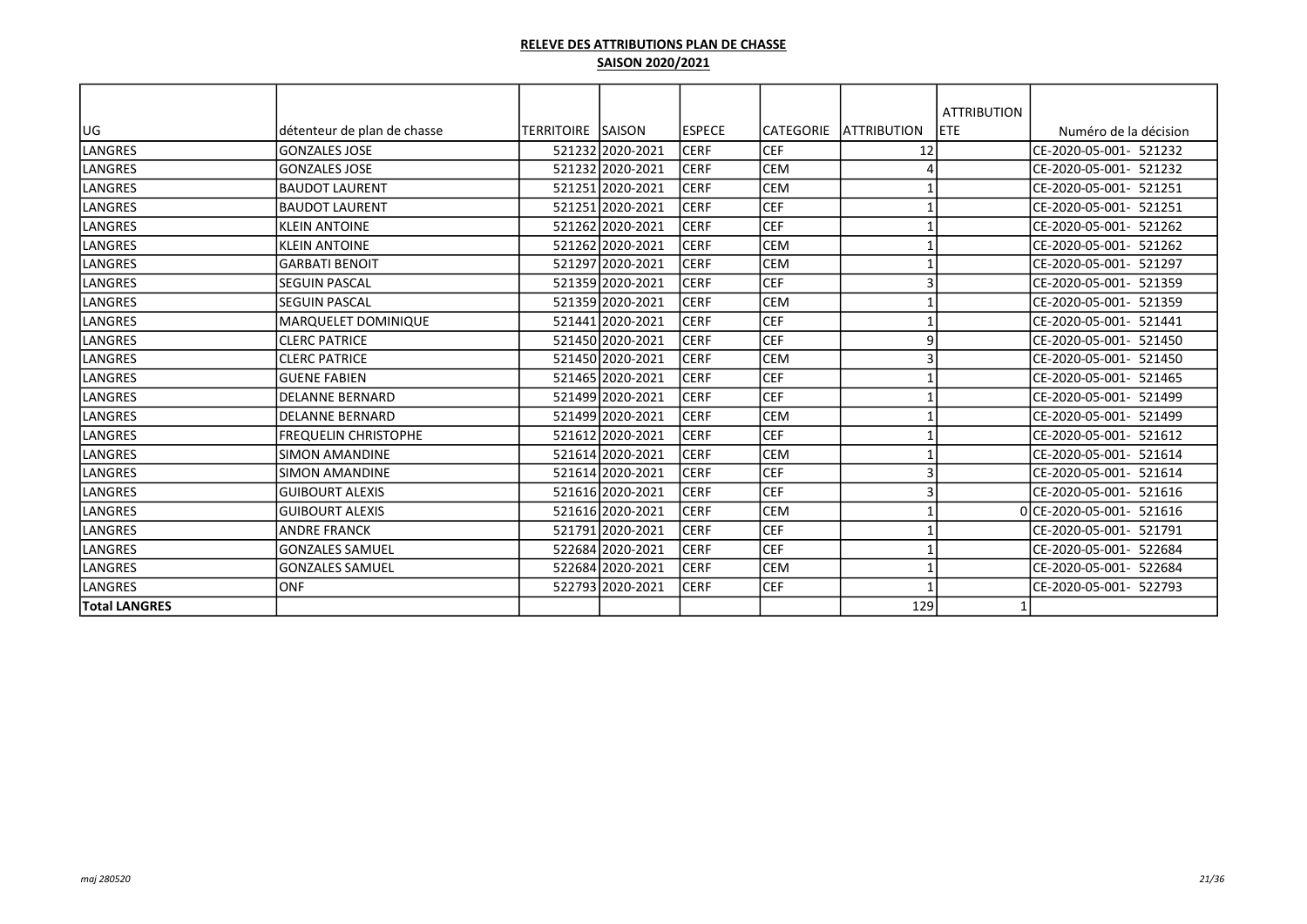**RELEVE DES ATTRIBUTIONS PLAN DE CHASSE**

**SAISON 2020/2021**

| UG | détenteur de plan de chasse | TERRITOIRE | SAISON | ESPECE | CATEGORIE | ATTRIBUTION | ATTRIBUTION ETE | Numéro de la décision |
|---|---|---|---|---|---|---|---|---|
| LANGRES | GONZALES JOSE | 521232 | 2020-2021 | CERF | CEF | 12 | | CE-2020-05-001- 521232 |
| LANGRES | GONZALES JOSE | 521232 | 2020-2021 | CERF | CEM | 4 | | CE-2020-05-001- 521232 |
| LANGRES | BAUDOT LAURENT | 521251 | 2020-2021 | CERF | CEM | 1 | | CE-2020-05-001- 521251 |
| LANGRES | BAUDOT LAURENT | 521251 | 2020-2021 | CERF | CEF | 1 | | CE-2020-05-001- 521251 |
| LANGRES | KLEIN ANTOINE | 521262 | 2020-2021 | CERF | CEF | 1 | | CE-2020-05-001- 521262 |
| LANGRES | KLEIN ANTOINE | 521262 | 2020-2021 | CERF | CEM | 1 | | CE-2020-05-001- 521262 |
| LANGRES | GARBATI BENOIT | 521297 | 2020-2021 | CERF | CEM | 1 | | CE-2020-05-001- 521297 |
| LANGRES | SEGUIN PASCAL | 521359 | 2020-2021 | CERF | CEF | 3 | | CE-2020-05-001- 521359 |
| LANGRES | SEGUIN PASCAL | 521359 | 2020-2021 | CERF | CEM | 1 | | CE-2020-05-001- 521359 |
| LANGRES | MARQUELET DOMINIQUE | 521441 | 2020-2021 | CERF | CEF | 1 | | CE-2020-05-001- 521441 |
| LANGRES | CLERC PATRICE | 521450 | 2020-2021 | CERF | CEF | 9 | | CE-2020-05-001- 521450 |
| LANGRES | CLERC PATRICE | 521450 | 2020-2021 | CERF | CEM | 3 | | CE-2020-05-001- 521450 |
| LANGRES | GUENE FABIEN | 521465 | 2020-2021 | CERF | CEF | 1 | | CE-2020-05-001- 521465 |
| LANGRES | DELANNE BERNARD | 521499 | 2020-2021 | CERF | CEF | 1 | | CE-2020-05-001- 521499 |
| LANGRES | DELANNE BERNARD | 521499 | 2020-2021 | CERF | CEM | 1 | | CE-2020-05-001- 521499 |
| LANGRES | FREQUELIN CHRISTOPHE | 521612 | 2020-2021 | CERF | CEF | 1 | | CE-2020-05-001- 521612 |
| LANGRES | SIMON AMANDINE | 521614 | 2020-2021 | CERF | CEM | 1 | | CE-2020-05-001- 521614 |
| LANGRES | SIMON AMANDINE | 521614 | 2020-2021 | CERF | CEF | 3 | | CE-2020-05-001- 521614 |
| LANGRES | GUIBOURT ALEXIS | 521616 | 2020-2021 | CERF | CEF | 3 | | CE-2020-05-001- 521616 |
| LANGRES | GUIBOURT ALEXIS | 521616 | 2020-2021 | CERF | CEM | 1 | 0 | CE-2020-05-001- 521616 |
| LANGRES | ANDRE FRANCK | 521791 | 2020-2021 | CERF | CEF | 1 | | CE-2020-05-001- 521791 |
| LANGRES | GONZALES SAMUEL | 522684 | 2020-2021 | CERF | CEF | 1 | | CE-2020-05-001- 522684 |
| LANGRES | GONZALES SAMUEL | 522684 | 2020-2021 | CERF | CEM | 1 | | CE-2020-05-001- 522684 |
| LANGRES | ONF | 522793 | 2020-2021 | CERF | CEF | 1 | | CE-2020-05-001- 522793 |
| **Total LANGRES** | | | | | | 129 | 1 | |

*maj 280520*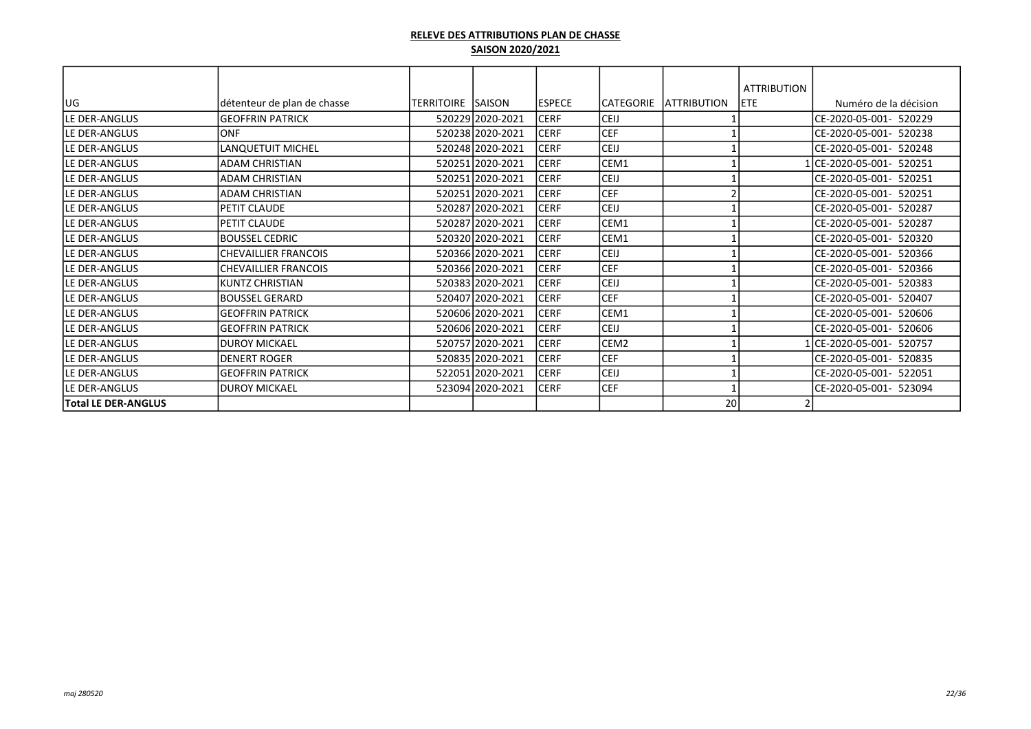**RELEVE DES ATTRIBUTIONS PLAN DE CHASSE**

**SAISON 2020/2021**

| UG | détenteur de plan de chasse | TERRITOIRE | SAISON | ESPECE | CATEGORIE | ATTRIBUTION | ATTRIBUTION ETE | Numéro de la décision |
|---|---|---|---|---|---|---|---|---|
| LE DER-ANGLUS | GEOFFRIN PATRICK | 520229 | 2020-2021 | CERF | CEIJ | 1 | | CE-2020-05-001- 520229 |
| LE DER-ANGLUS | ONF | 520238 | 2020-2021 | CERF | CEF | 1 | | CE-2020-05-001- 520238 |
| LE DER-ANGLUS | LANQUETUIT MICHEL | 520248 | 2020-2021 | CERF | CEIJ | 1 | | CE-2020-05-001- 520248 |
| LE DER-ANGLUS | ADAM CHRISTIAN | 520251 | 2020-2021 | CERF | CEM1 | 1 | 1 | CE-2020-05-001- 520251 |
| LE DER-ANGLUS | ADAM CHRISTIAN | 520251 | 2020-2021 | CERF | CEIJ | 1 | | CE-2020-05-001- 520251 |
| LE DER-ANGLUS | ADAM CHRISTIAN | 520251 | 2020-2021 | CERF | CEF | 2 | | CE-2020-05-001- 520251 |
| LE DER-ANGLUS | PETIT CLAUDE | 520287 | 2020-2021 | CERF | CEIJ | 1 | | CE-2020-05-001- 520287 |
| LE DER-ANGLUS | PETIT CLAUDE | 520287 | 2020-2021 | CERF | CEM1 | 1 | | CE-2020-05-001- 520287 |
| LE DER-ANGLUS | BOUSSEL CEDRIC | 520320 | 2020-2021 | CERF | CEM1 | 1 | | CE-2020-05-001- 520320 |
| LE DER-ANGLUS | CHEVAILLIER FRANCOIS | 520366 | 2020-2021 | CERF | CEIJ | 1 | | CE-2020-05-001- 520366 |
| LE DER-ANGLUS | CHEVAILLIER FRANCOIS | 520366 | 2020-2021 | CERF | CEF | 1 | | CE-2020-05-001- 520366 |
| LE DER-ANGLUS | KUNTZ CHRISTIAN | 520383 | 2020-2021 | CERF | CEIJ | 1 | | CE-2020-05-001- 520383 |
| LE DER-ANGLUS | BOUSSEL GERARD | 520407 | 2020-2021 | CERF | CEF | 1 | | CE-2020-05-001- 520407 |
| LE DER-ANGLUS | GEOFFRIN PATRICK | 520606 | 2020-2021 | CERF | CEM1 | 1 | | CE-2020-05-001- 520606 |
| LE DER-ANGLUS | GEOFFRIN PATRICK | 520606 | 2020-2021 | CERF | CEIJ | 1 | | CE-2020-05-001- 520606 |
| LE DER-ANGLUS | DUROY MICKAEL | 520757 | 2020-2021 | CERF | CEM2 | 1 | 1 | CE-2020-05-001- 520757 |
| LE DER-ANGLUS | DENERT ROGER | 520835 | 2020-2021 | CERF | CEF | 1 | | CE-2020-05-001- 520835 |
| LE DER-ANGLUS | GEOFFRIN PATRICK | 522051 | 2020-2021 | CERF | CEIJ | 1 | | CE-2020-05-001- 522051 |
| LE DER-ANGLUS | DUROY MICKAEL | 523094 | 2020-2021 | CERF | CEF | 1 | | CE-2020-05-001- 523094 |
| **Total LE DER-ANGLUS** | | | | | | 20 | 2 | |

*maj 280520*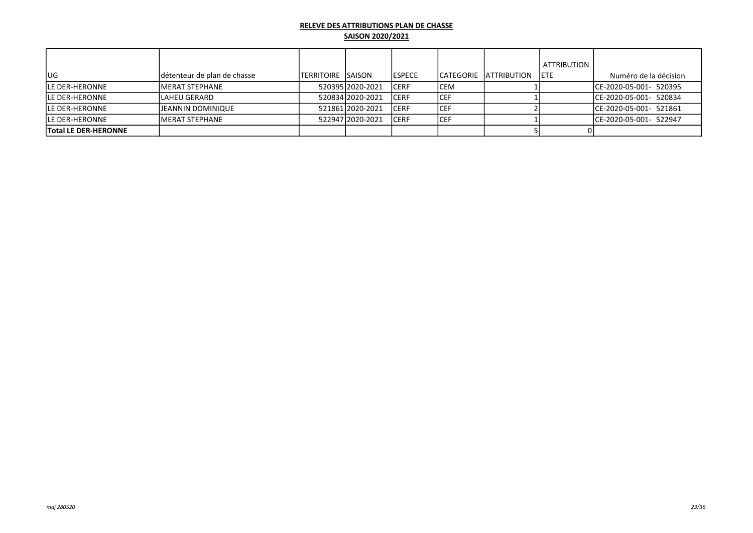**RELEVE DES ATTRIBUTIONS PLAN DE CHASSE**

**SAISON 2020/2021**

| UG | détenteur de plan de chasse | TERRITOIRE | SAISON | ESPECE | CATEGORIE | ATTRIBUTION | ATTRIBUTION ETE | Numéro de la décision |
|---|---|---|---|---|---|---|---|---|
| LE DER-HERONNE | MERAT STEPHANE | 520395 | 2020-2021 | CERF | CEM | 1 | | CE-2020-05-001- 520395 |
| LE DER-HERONNE | LAHEU GERARD | 520834 | 2020-2021 | CERF | CEF | 1 | | CE-2020-05-001- 520834 |
| LE DER-HERONNE | JEANNIN DOMINIQUE | 521861 | 2020-2021 | CERF | CEF | 2 | | CE-2020-05-001- 521861 |
| LE DER-HERONNE | MERAT STEPHANE | 522947 | 2020-2021 | CERF | CEF | 1 | | CE-2020-05-001- 522947 |
| **Total LE DER-HERONNE** | | | | | | 5 | 0 | |

*maj 280520*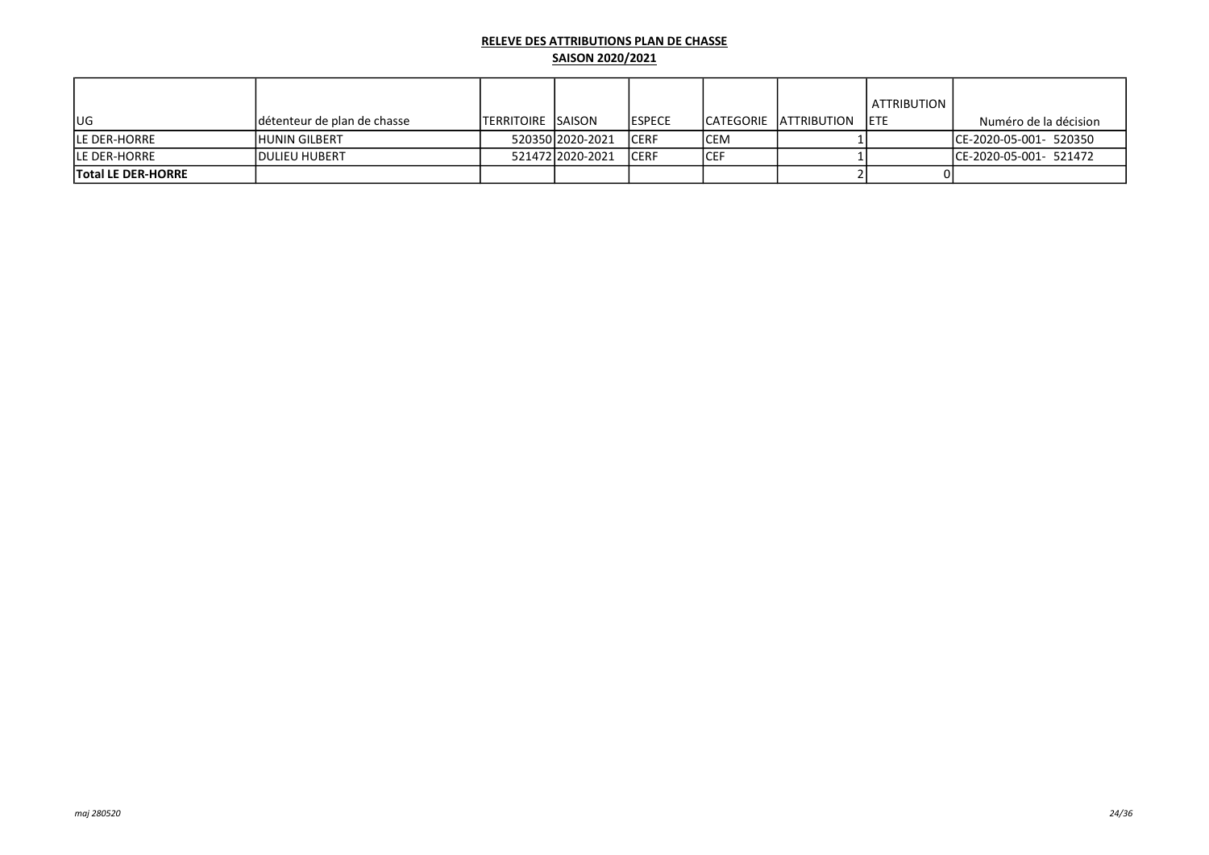**RELEVE DES ATTRIBUTIONS PLAN DE CHASSE**

**SAISON 2020/2021**

| UG | détenteur de plan de chasse | TERRITOIRE | SAISON | ESPECE | CATEGORIE | ATTRIBUTION | ATTRIBUTION ETE | Numéro de la décision |
|---|---|---|---|---|---|---|---|---|
| LE DER-HORRE | HUNIN GILBERT | 520350 | 2020-2021 | CERF | CEM | 1 | | CE-2020-05-001- 520350 |
| LE DER-HORRE | DULIEU HUBERT | 521472 | 2020-2021 | CERF | CEF | 1 | | CE-2020-05-001- 521472 |
| **Total LE DER-HORRE** | | | | | | 2 | 0 | |

*maj 280520*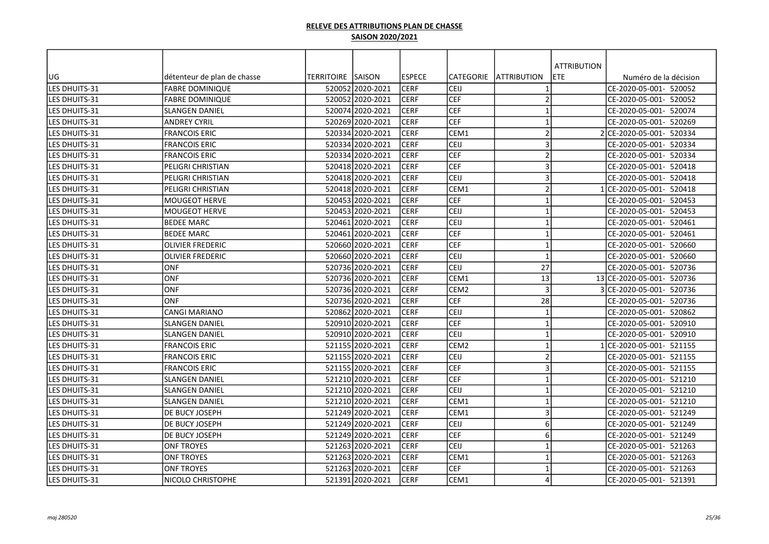**RELEVE DES ATTRIBUTIONS PLAN DE CHASSE**

**SAISON 2020/2021**

| UG | détenteur de plan de chasse | TERRITOIRE | SAISON | ESPECE | CATEGORIE | ATTRIBUTION | ATTRIBUTION ETE | Numéro de la décision |
|---|---|---|---|---|---|---|---|---|
| LES DHUITS-31 | FABRE DOMINIQUE | 520052 | 2020-2021 | CERF | CEIJ | 1 | | CE-2020-05-001- 520052 |
| LES DHUITS-31 | FABRE DOMINIQUE | 520052 | 2020-2021 | CERF | CEF | 2 | | CE-2020-05-001- 520052 |
| LES DHUITS-31 | SLANGEN DANIEL | 520074 | 2020-2021 | CERF | CEF | 1 | | CE-2020-05-001- 520074 |
| LES DHUITS-31 | ANDREY CYRIL | 520269 | 2020-2021 | CERF | CEF | 1 | | CE-2020-05-001- 520269 |
| LES DHUITS-31 | FRANCOIS ERIC | 520334 | 2020-2021 | CERF | CEM1 | 2 | 2 | CE-2020-05-001- 520334 |
| LES DHUITS-31 | FRANCOIS ERIC | 520334 | 2020-2021 | CERF | CEIJ | 3 | | CE-2020-05-001- 520334 |
| LES DHUITS-31 | FRANCOIS ERIC | 520334 | 2020-2021 | CERF | CEF | 2 | | CE-2020-05-001- 520334 |
| LES DHUITS-31 | PELIGRI CHRISTIAN | 520418 | 2020-2021 | CERF | CEF | 3 | | CE-2020-05-001- 520418 |
| LES DHUITS-31 | PELIGRI CHRISTIAN | 520418 | 2020-2021 | CERF | CEIJ | 3 | | CE-2020-05-001- 520418 |
| LES DHUITS-31 | PELIGRI CHRISTIAN | 520418 | 2020-2021 | CERF | CEM1 | 2 | 1 | CE-2020-05-001- 520418 |
| LES DHUITS-31 | MOUGEOT HERVE | 520453 | 2020-2021 | CERF | CEF | 1 | | CE-2020-05-001- 520453 |
| LES DHUITS-31 | MOUGEOT HERVE | 520453 | 2020-2021 | CERF | CEIJ | 1 | | CE-2020-05-001- 520453 |
| LES DHUITS-31 | BEDEE MARC | 520461 | 2020-2021 | CERF | CEIJ | 1 | | CE-2020-05-001- 520461 |
| LES DHUITS-31 | BEDEE MARC | 520461 | 2020-2021 | CERF | CEF | 1 | | CE-2020-05-001- 520461 |
| LES DHUITS-31 | OLIVIER FREDERIC | 520660 | 2020-2021 | CERF | CEF | 1 | | CE-2020-05-001- 520660 |
| LES DHUITS-31 | OLIVIER FREDERIC | 520660 | 2020-2021 | CERF | CEIJ | 1 | | CE-2020-05-001- 520660 |
| LES DHUITS-31 | ONF | 520736 | 2020-2021 | CERF | CEIJ | 27 | | CE-2020-05-001- 520736 |
| LES DHUITS-31 | ONF | 520736 | 2020-2021 | CERF | CEM1 | 13 | 13 | CE-2020-05-001- 520736 |
| LES DHUITS-31 | ONF | 520736 | 2020-2021 | CERF | CEM2 | 3 | 3 | CE-2020-05-001- 520736 |
| LES DHUITS-31 | ONF | 520736 | 2020-2021 | CERF | CEF | 28 | | CE-2020-05-001- 520736 |
| LES DHUITS-31 | CANGI MARIANO | 520862 | 2020-2021 | CERF | CEIJ | 1 | | CE-2020-05-001- 520862 |
| LES DHUITS-31 | SLANGEN DANIEL | 520910 | 2020-2021 | CERF | CEF | 1 | | CE-2020-05-001- 520910 |
| LES DHUITS-31 | SLANGEN DANIEL | 520910 | 2020-2021 | CERF | CEIJ | 1 | | CE-2020-05-001- 520910 |
| LES DHUITS-31 | FRANCOIS ERIC | 521155 | 2020-2021 | CERF | CEM2 | 1 | 1 | CE-2020-05-001- 521155 |
| LES DHUITS-31 | FRANCOIS ERIC | 521155 | 2020-2021 | CERF | CEIJ | 2 | | CE-2020-05-001- 521155 |
| LES DHUITS-31 | FRANCOIS ERIC | 521155 | 2020-2021 | CERF | CEF | 3 | | CE-2020-05-001- 521155 |
| LES DHUITS-31 | SLANGEN DANIEL | 521210 | 2020-2021 | CERF | CEF | 1 | | CE-2020-05-001- 521210 |
| LES DHUITS-31 | SLANGEN DANIEL | 521210 | 2020-2021 | CERF | CEIJ | 1 | | CE-2020-05-001- 521210 |
| LES DHUITS-31 | SLANGEN DANIEL | 521210 | 2020-2021 | CERF | CEM1 | 1 | | CE-2020-05-001- 521210 |
| LES DHUITS-31 | DE BUCY JOSEPH | 521249 | 2020-2021 | CERF | CEM1 | 3 | | CE-2020-05-001- 521249 |
| LES DHUITS-31 | DE BUCY JOSEPH | 521249 | 2020-2021 | CERF | CEIJ | 6 | | CE-2020-05-001- 521249 |
| LES DHUITS-31 | DE BUCY JOSEPH | 521249 | 2020-2021 | CERF | CEF | 6 | | CE-2020-05-001- 521249 |
| LES DHUITS-31 | ONF TROYES | 521263 | 2020-2021 | CERF | CEIJ | 1 | | CE-2020-05-001- 521263 |
| LES DHUITS-31 | ONF TROYES | 521263 | 2020-2021 | CERF | CEM1 | 1 | | CE-2020-05-001- 521263 |
| LES DHUITS-31 | ONF TROYES | 521263 | 2020-2021 | CERF | CEF | 1 | | CE-2020-05-001- 521263 |
| LES DHUITS-31 | NICOLO CHRISTOPHE | 521391 | 2020-2021 | CERF | CEM1 | 4 | | CE-2020-05-001- 521391 |

*maj 280520*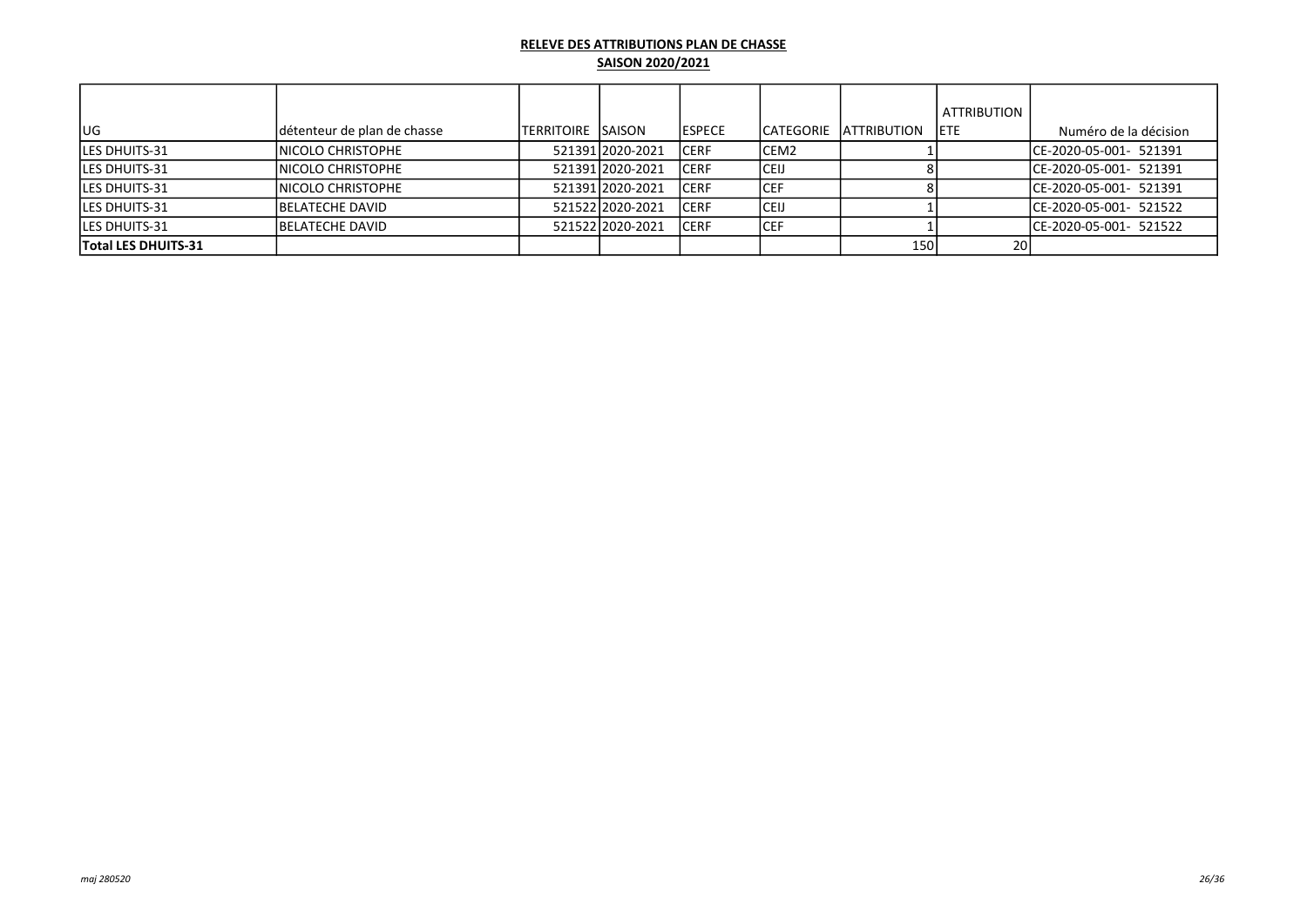**RELEVE DES ATTRIBUTIONS PLAN DE CHASSE**

**SAISON 2020/2021**

| UG | détenteur de plan de chasse | TERRITOIRE | SAISON | ESPECE | CATEGORIE | ATTRIBUTION | ATTRIBUTION ETE | Numéro de la décision |
|---|---|---|---|---|---|---|---|---|
| LES DHUITS-31 | NICOLO CHRISTOPHE | 521391 | 2020-2021 | CERF | CEM2 | 1 | | CE-2020-05-001- 521391 |
| LES DHUITS-31 | NICOLO CHRISTOPHE | 521391 | 2020-2021 | CERF | CEIJ | 8 | | CE-2020-05-001- 521391 |
| LES DHUITS-31 | NICOLO CHRISTOPHE | 521391 | 2020-2021 | CERF | CEF | 8 | | CE-2020-05-001- 521391 |
| LES DHUITS-31 | BELATECHE DAVID | 521522 | 2020-2021 | CERF | CEIJ | 1 | | CE-2020-05-001- 521522 |
| LES DHUITS-31 | BELATECHE DAVID | 521522 | 2020-2021 | CERF | CEF | 1 | | CE-2020-05-001- 521522 |
| **Total LES DHUITS-31** | | | | | | 150 | 20 | |

*maj 280520*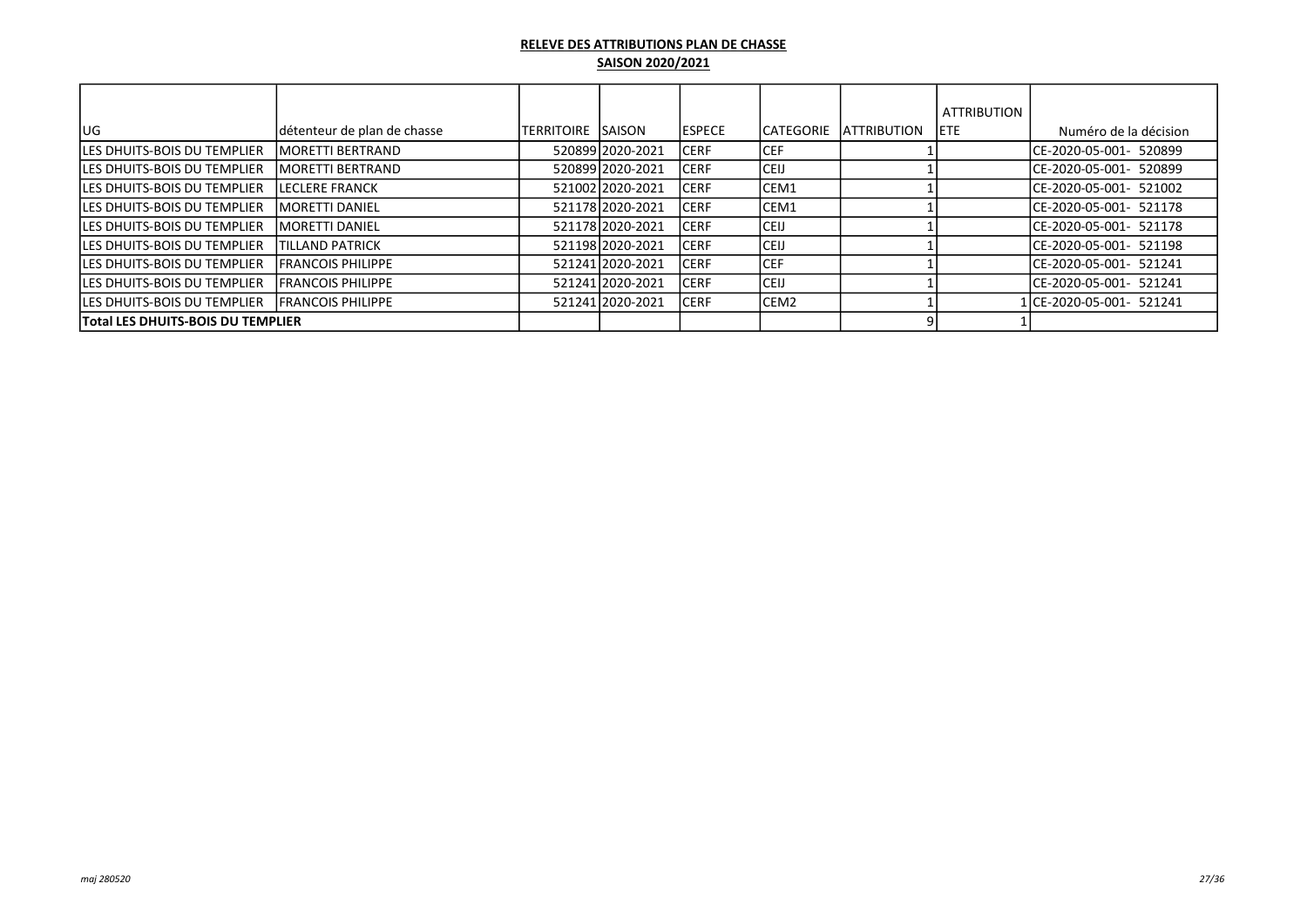**RELEVE DES ATTRIBUTIONS PLAN DE CHASSE**

**SAISON 2020/2021**

| UG | détenteur de plan de chasse | TERRITOIRE | SAISON | ESPECE | CATEGORIE | ATTRIBUTION | ATTRIBUTION ETE | Numéro de la décision |
|---|---|---|---|---|---|---|---|---|
| LES DHUITS-BOIS DU TEMPLIER | MORETTI BERTRAND | 520899 | 2020-2021 | CERF | CEF | 1 | | CE-2020-05-001- 520899 |
| LES DHUITS-BOIS DU TEMPLIER | MORETTI BERTRAND | 520899 | 2020-2021 | CERF | CEIJ | 1 | | CE-2020-05-001- 520899 |
| LES DHUITS-BOIS DU TEMPLIER | LECLERE FRANCK | 521002 | 2020-2021 | CERF | CEM1 | 1 | | CE-2020-05-001- 521002 |
| LES DHUITS-BOIS DU TEMPLIER | MORETTI DANIEL | 521178 | 2020-2021 | CERF | CEM1 | 1 | | CE-2020-05-001- 521178 |
| LES DHUITS-BOIS DU TEMPLIER | MORETTI DANIEL | 521178 | 2020-2021 | CERF | CEIJ | 1 | | CE-2020-05-001- 521178 |
| LES DHUITS-BOIS DU TEMPLIER | TILLAND PATRICK | 521198 | 2020-2021 | CERF | CEIJ | 1 | | CE-2020-05-001- 521198 |
| LES DHUITS-BOIS DU TEMPLIER | FRANCOIS PHILIPPE | 521241 | 2020-2021 | CERF | CEF | 1 | | CE-2020-05-001- 521241 |
| LES DHUITS-BOIS DU TEMPLIER | FRANCOIS PHILIPPE | 521241 | 2020-2021 | CERF | CEIJ | 1 | | CE-2020-05-001- 521241 |
| LES DHUITS-BOIS DU TEMPLIER | FRANCOIS PHILIPPE | 521241 | 2020-2021 | CERF | CEM2 | 1 | 1 | CE-2020-05-001- 521241 |
| **Total LES DHUITS-BOIS DU TEMPLIER** | | | | | | 9 | 1 | |

*maj 280520*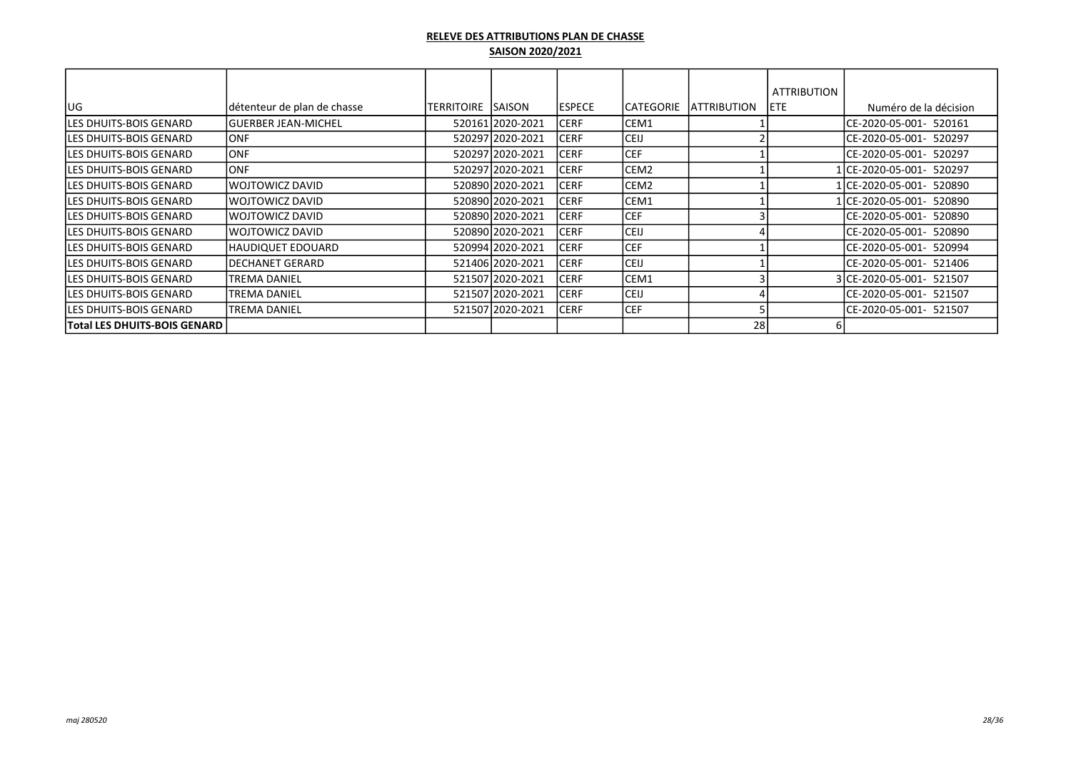**RELEVE DES ATTRIBUTIONS PLAN DE CHASSE**

**SAISON 2020/2021**

| UG | détenteur de plan de chasse | TERRITOIRE | SAISON | ESPECE | CATEGORIE | ATTRIBUTION | ATTRIBUTION ETE | Numéro de la décision |
|---|---|---|---|---|---|---|---|---|
| LES DHUITS-BOIS GENARD | GUERBER JEAN-MICHEL | 520161 | 2020-2021 | CERF | CEM1 | 1 | | CE-2020-05-001- 520161 |
| LES DHUITS-BOIS GENARD | ONF | 520297 | 2020-2021 | CERF | CEIJ | 2 | | CE-2020-05-001- 520297 |
| LES DHUITS-BOIS GENARD | ONF | 520297 | 2020-2021 | CERF | CEF | 1 | | CE-2020-05-001- 520297 |
| LES DHUITS-BOIS GENARD | ONF | 520297 | 2020-2021 | CERF | CEM2 | 1 | 1 | CE-2020-05-001- 520297 |
| LES DHUITS-BOIS GENARD | WOJTOWICZ DAVID | 520890 | 2020-2021 | CERF | CEM2 | 1 | 1 | CE-2020-05-001- 520890 |
| LES DHUITS-BOIS GENARD | WOJTOWICZ DAVID | 520890 | 2020-2021 | CERF | CEM1 | 1 | 1 | CE-2020-05-001- 520890 |
| LES DHUITS-BOIS GENARD | WOJTOWICZ DAVID | 520890 | 2020-2021 | CERF | CEF | 3 | | CE-2020-05-001- 520890 |
| LES DHUITS-BOIS GENARD | WOJTOWICZ DAVID | 520890 | 2020-2021 | CERF | CEIJ | 4 | | CE-2020-05-001- 520890 |
| LES DHUITS-BOIS GENARD | HAUDIQUET EDOUARD | 520994 | 2020-2021 | CERF | CEF | 1 | | CE-2020-05-001- 520994 |
| LES DHUITS-BOIS GENARD | DECHANET GERARD | 521406 | 2020-2021 | CERF | CEIJ | 1 | | CE-2020-05-001- 521406 |
| LES DHUITS-BOIS GENARD | TREMA DANIEL | 521507 | 2020-2021 | CERF | CEM1 | 3 | 3 | CE-2020-05-001- 521507 |
| LES DHUITS-BOIS GENARD | TREMA DANIEL | 521507 | 2020-2021 | CERF | CEIJ | 4 | | CE-2020-05-001- 521507 |
| LES DHUITS-BOIS GENARD | TREMA DANIEL | 521507 | 2020-2021 | CERF | CEF | 5 | | CE-2020-05-001- 521507 |
| **Total LES DHUITS-BOIS GENARD** | | | | | | 28 | 6 | |

*maj 280520*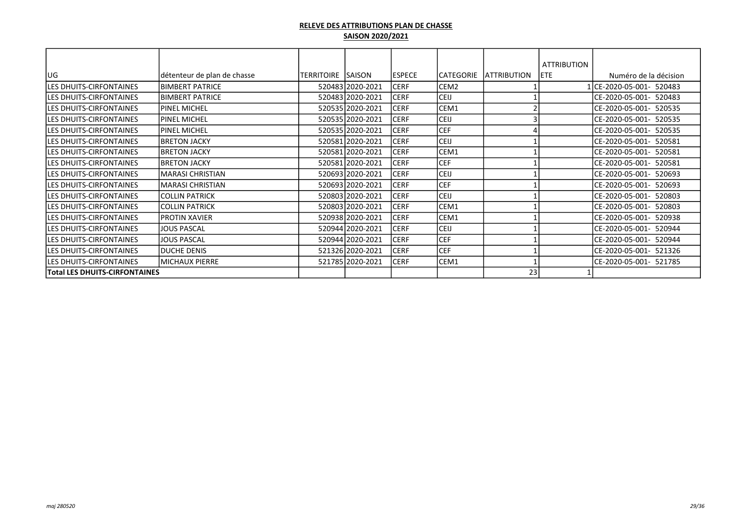**RELEVE DES ATTRIBUTIONS PLAN DE CHASSE**

**SAISON 2020/2021**

| UG | détenteur de plan de chasse | TERRITOIRE | SAISON | ESPECE | CATEGORIE | ATTRIBUTION | ATTRIBUTION ETE | Numéro de la décision |
|---|---|---|---|---|---|---|---|---|
| LES DHUITS-CIRFONTAINES | BIMBERT PATRICE | 520483 | 2020-2021 | CERF | CEM2 | 1 | 1 | CE-2020-05-001- 520483 |
| LES DHUITS-CIRFONTAINES | BIMBERT PATRICE | 520483 | 2020-2021 | CERF | CEIJ | 1 | | CE-2020-05-001- 520483 |
| LES DHUITS-CIRFONTAINES | PINEL MICHEL | 520535 | 2020-2021 | CERF | CEM1 | 2 | | CE-2020-05-001- 520535 |
| LES DHUITS-CIRFONTAINES | PINEL MICHEL | 520535 | 2020-2021 | CERF | CEIJ | 3 | | CE-2020-05-001- 520535 |
| LES DHUITS-CIRFONTAINES | PINEL MICHEL | 520535 | 2020-2021 | CERF | CEF | 4 | | CE-2020-05-001- 520535 |
| LES DHUITS-CIRFONTAINES | BRETON JACKY | 520581 | 2020-2021 | CERF | CEIJ | 1 | | CE-2020-05-001- 520581 |
| LES DHUITS-CIRFONTAINES | BRETON JACKY | 520581 | 2020-2021 | CERF | CEM1 | 1 | | CE-2020-05-001- 520581 |
| LES DHUITS-CIRFONTAINES | BRETON JACKY | 520581 | 2020-2021 | CERF | CEF | 1 | | CE-2020-05-001- 520581 |
| LES DHUITS-CIRFONTAINES | MARASI CHRISTIAN | 520693 | 2020-2021 | CERF | CEIJ | 1 | | CE-2020-05-001- 520693 |
| LES DHUITS-CIRFONTAINES | MARASI CHRISTIAN | 520693 | 2020-2021 | CERF | CEF | 1 | | CE-2020-05-001- 520693 |
| LES DHUITS-CIRFONTAINES | COLLIN PATRICK | 520803 | 2020-2021 | CERF | CEIJ | 1 | | CE-2020-05-001- 520803 |
| LES DHUITS-CIRFONTAINES | COLLIN PATRICK | 520803 | 2020-2021 | CERF | CEM1 | 1 | | CE-2020-05-001- 520803 |
| LES DHUITS-CIRFONTAINES | PROTIN XAVIER | 520938 | 2020-2021 | CERF | CEM1 | 1 | | CE-2020-05-001- 520938 |
| LES DHUITS-CIRFONTAINES | JOUS PASCAL | 520944 | 2020-2021 | CERF | CEIJ | 1 | | CE-2020-05-001- 520944 |
| LES DHUITS-CIRFONTAINES | JOUS PASCAL | 520944 | 2020-2021 | CERF | CEF | 1 | | CE-2020-05-001- 520944 |
| LES DHUITS-CIRFONTAINES | DUCHE DENIS | 521326 | 2020-2021 | CERF | CEF | 1 | | CE-2020-05-001- 521326 |
| LES DHUITS-CIRFONTAINES | MICHAUX PIERRE | 521785 | 2020-2021 | CERF | CEM1 | 1 | | CE-2020-05-001- 521785 |
| **Total LES DHUITS-CIRFONTAINES** | | | | | | 23 | 1 | |

*maj 280520*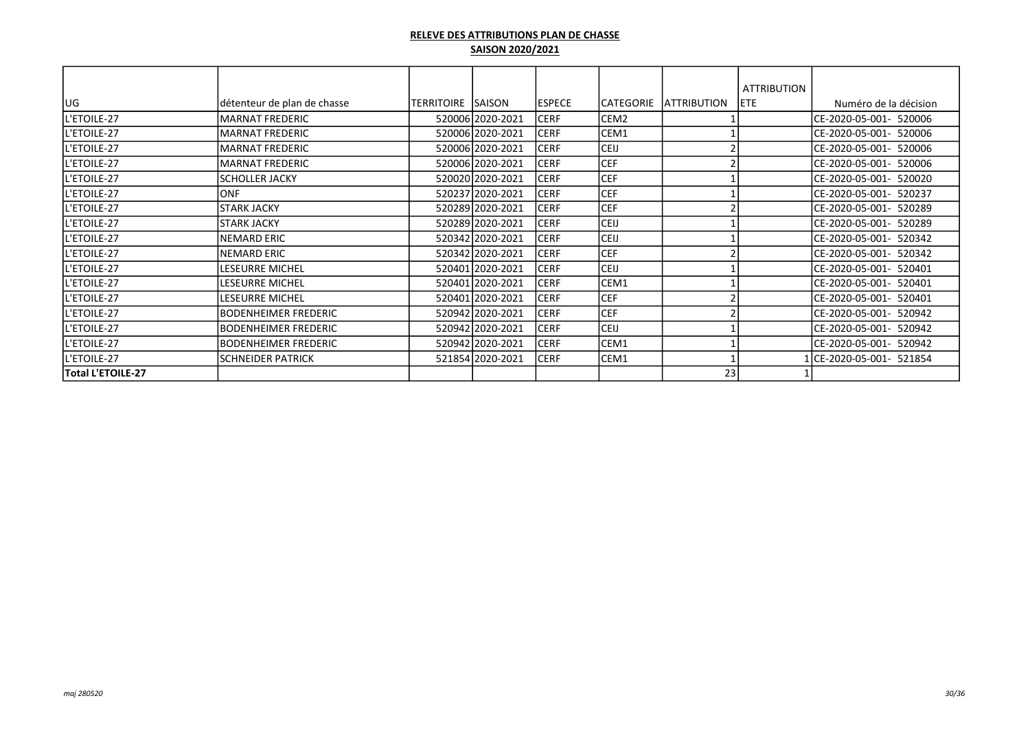**RELEVE DES ATTRIBUTIONS PLAN DE CHASSE**

**SAISON 2020/2021**

| UG | détenteur de plan de chasse | TERRITOIRE | SAISON | ESPECE | CATEGORIE | ATTRIBUTION | ATTRIBUTION ETE | Numéro de la décision |
|---|---|---|---|---|---|---|---|---|
| L'ETOILE-27 | MARNAT FREDERIC | 520006 | 2020-2021 | CERF | CEM2 | 1 | | CE-2020-05-001- 520006 |
| L'ETOILE-27 | MARNAT FREDERIC | 520006 | 2020-2021 | CERF | CEM1 | 1 | | CE-2020-05-001- 520006 |
| L'ETOILE-27 | MARNAT FREDERIC | 520006 | 2020-2021 | CERF | CEIJ | 2 | | CE-2020-05-001- 520006 |
| L'ETOILE-27 | MARNAT FREDERIC | 520006 | 2020-2021 | CERF | CEF | 2 | | CE-2020-05-001- 520006 |
| L'ETOILE-27 | SCHOLLER JACKY | 520020 | 2020-2021 | CERF | CEF | 1 | | CE-2020-05-001- 520020 |
| L'ETOILE-27 | ONF | 520237 | 2020-2021 | CERF | CEF | 1 | | CE-2020-05-001- 520237 |
| L'ETOILE-27 | STARK JACKY | 520289 | 2020-2021 | CERF | CEF | 2 | | CE-2020-05-001- 520289 |
| L'ETOILE-27 | STARK JACKY | 520289 | 2020-2021 | CERF | CEIJ | 1 | | CE-2020-05-001- 520289 |
| L'ETOILE-27 | NEMARD ERIC | 520342 | 2020-2021 | CERF | CEIJ | 1 | | CE-2020-05-001- 520342 |
| L'ETOILE-27 | NEMARD ERIC | 520342 | 2020-2021 | CERF | CEF | 2 | | CE-2020-05-001- 520342 |
| L'ETOILE-27 | LESEURRE MICHEL | 520401 | 2020-2021 | CERF | CEIJ | 1 | | CE-2020-05-001- 520401 |
| L'ETOILE-27 | LESEURRE MICHEL | 520401 | 2020-2021 | CERF | CEM1 | 1 | | CE-2020-05-001- 520401 |
| L'ETOILE-27 | LESEURRE MICHEL | 520401 | 2020-2021 | CERF | CEF | 2 | | CE-2020-05-001- 520401 |
| L'ETOILE-27 | BODENHEIMER FREDERIC | 520942 | 2020-2021 | CERF | CEF | 2 | | CE-2020-05-001- 520942 |
| L'ETOILE-27 | BODENHEIMER FREDERIC | 520942 | 2020-2021 | CERF | CEIJ | 1 | | CE-2020-05-001- 520942 |
| L'ETOILE-27 | BODENHEIMER FREDERIC | 520942 | 2020-2021 | CERF | CEM1 | 1 | | CE-2020-05-001- 520942 |
| L'ETOILE-27 | SCHNEIDER PATRICK | 521854 | 2020-2021 | CERF | CEM1 | 1 | 1 | CE-2020-05-001- 521854 |
| **Total L'ETOILE-27** | | | | | | 23 | 1 | |

*maj 280520*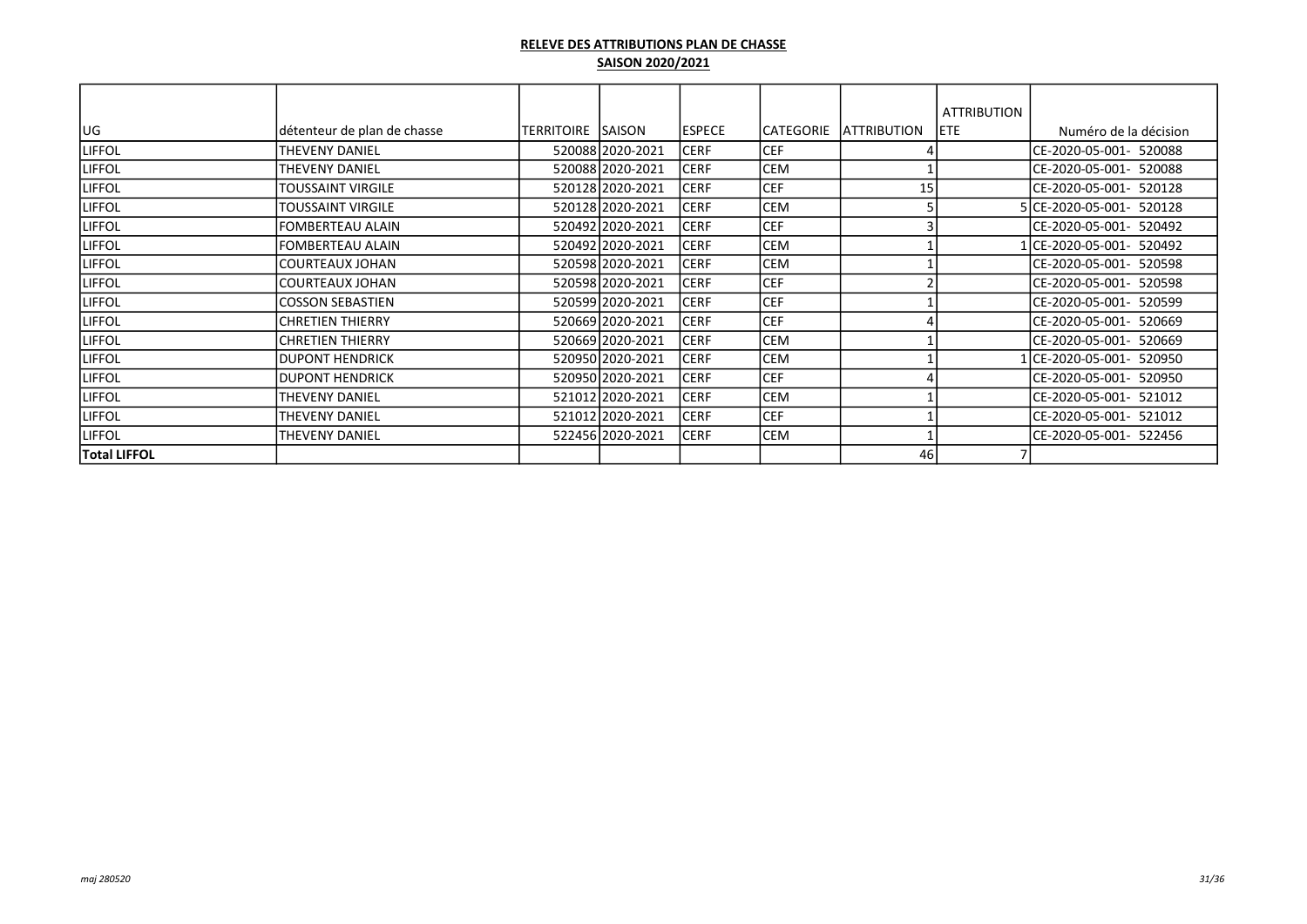**RELEVE DES ATTRIBUTIONS PLAN DE CHASSE**

**SAISON 2020/2021**

| UG | détenteur de plan de chasse | TERRITOIRE | SAISON | ESPECE | CATEGORIE | ATTRIBUTION | ATTRIBUTION ETE | Numéro de la décision |
|---|---|---|---|---|---|---|---|---|
| LIFFOL | THEVENY DANIEL | 520088 | 2020-2021 | CERF | CEF | 4 | | CE-2020-05-001- 520088 |
| LIFFOL | THEVENY DANIEL | 520088 | 2020-2021 | CERF | CEM | 1 | | CE-2020-05-001- 520088 |
| LIFFOL | TOUSSAINT VIRGILE | 520128 | 2020-2021 | CERF | CEF | 15 | | CE-2020-05-001- 520128 |
| LIFFOL | TOUSSAINT VIRGILE | 520128 | 2020-2021 | CERF | CEM | 5 | 5 | CE-2020-05-001- 520128 |
| LIFFOL | FOMBERTEAU ALAIN | 520492 | 2020-2021 | CERF | CEF | 3 | | CE-2020-05-001- 520492 |
| LIFFOL | FOMBERTEAU ALAIN | 520492 | 2020-2021 | CERF | CEM | 1 | 1 | CE-2020-05-001- 520492 |
| LIFFOL | COURTEAUX JOHAN | 520598 | 2020-2021 | CERF | CEM | 1 | | CE-2020-05-001- 520598 |
| LIFFOL | COURTEAUX JOHAN | 520598 | 2020-2021 | CERF | CEF | 2 | | CE-2020-05-001- 520598 |
| LIFFOL | COSSON SEBASTIEN | 520599 | 2020-2021 | CERF | CEF | 1 | | CE-2020-05-001- 520599 |
| LIFFOL | CHRETIEN THIERRY | 520669 | 2020-2021 | CERF | CEF | 4 | | CE-2020-05-001- 520669 |
| LIFFOL | CHRETIEN THIERRY | 520669 | 2020-2021 | CERF | CEM | 1 | | CE-2020-05-001- 520669 |
| LIFFOL | DUPONT HENDRICK | 520950 | 2020-2021 | CERF | CEM | 1 | 1 | CE-2020-05-001- 520950 |
| LIFFOL | DUPONT HENDRICK | 520950 | 2020-2021 | CERF | CEF | 4 | | CE-2020-05-001- 520950 |
| LIFFOL | THEVENY DANIEL | 521012 | 2020-2021 | CERF | CEM | 1 | | CE-2020-05-001- 521012 |
| LIFFOL | THEVENY DANIEL | 521012 | 2020-2021 | CERF | CEF | 1 | | CE-2020-05-001- 521012 |
| LIFFOL | THEVENY DANIEL | 522456 | 2020-2021 | CERF | CEM | 1 | | CE-2020-05-001- 522456 |
| **Total LIFFOL** | | | | | | 46 | 7 | |

*maj 280520*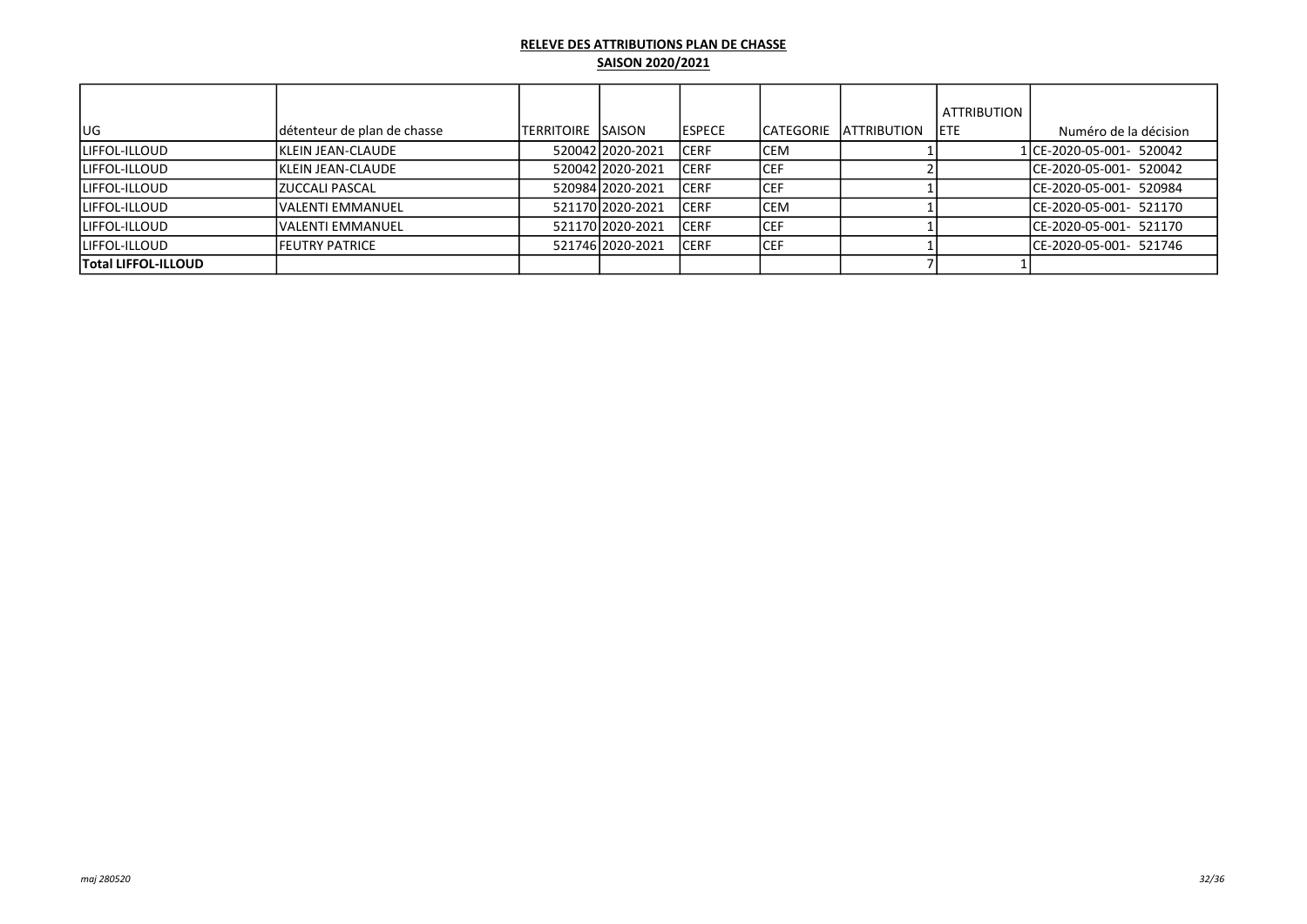**RELEVE DES ATTRIBUTIONS PLAN DE CHASSE**

**SAISON 2020/2021**

| UG | détenteur de plan de chasse | TERRITOIRE | SAISON | ESPECE | CATEGORIE | ATTRIBUTION | ATTRIBUTION ETE | Numéro de la décision |
|---|---|---|---|---|---|---|---|---|
| LIFFOL-ILLOUD | KLEIN JEAN-CLAUDE | 520042 | 2020-2021 | CERF | CEM | 1 | 1 | CE-2020-05-001- 520042 |
| LIFFOL-ILLOUD | KLEIN JEAN-CLAUDE | 520042 | 2020-2021 | CERF | CEF | 2 | | CE-2020-05-001- 520042 |
| LIFFOL-ILLOUD | ZUCCALI PASCAL | 520984 | 2020-2021 | CERF | CEF | 1 | | CE-2020-05-001- 520984 |
| LIFFOL-ILLOUD | VALENTI EMMANUEL | 521170 | 2020-2021 | CERF | CEM | 1 | | CE-2020-05-001- 521170 |
| LIFFOL-ILLOUD | VALENTI EMMANUEL | 521170 | 2020-2021 | CERF | CEF | 1 | | CE-2020-05-001- 521170 |
| LIFFOL-ILLOUD | FEUTRY PATRICE | 521746 | 2020-2021 | CERF | CEF | 1 | | CE-2020-05-001- 521746 |
| **Total LIFFOL-ILLOUD** | | | | | | 7 | 1 | |

*maj 280520*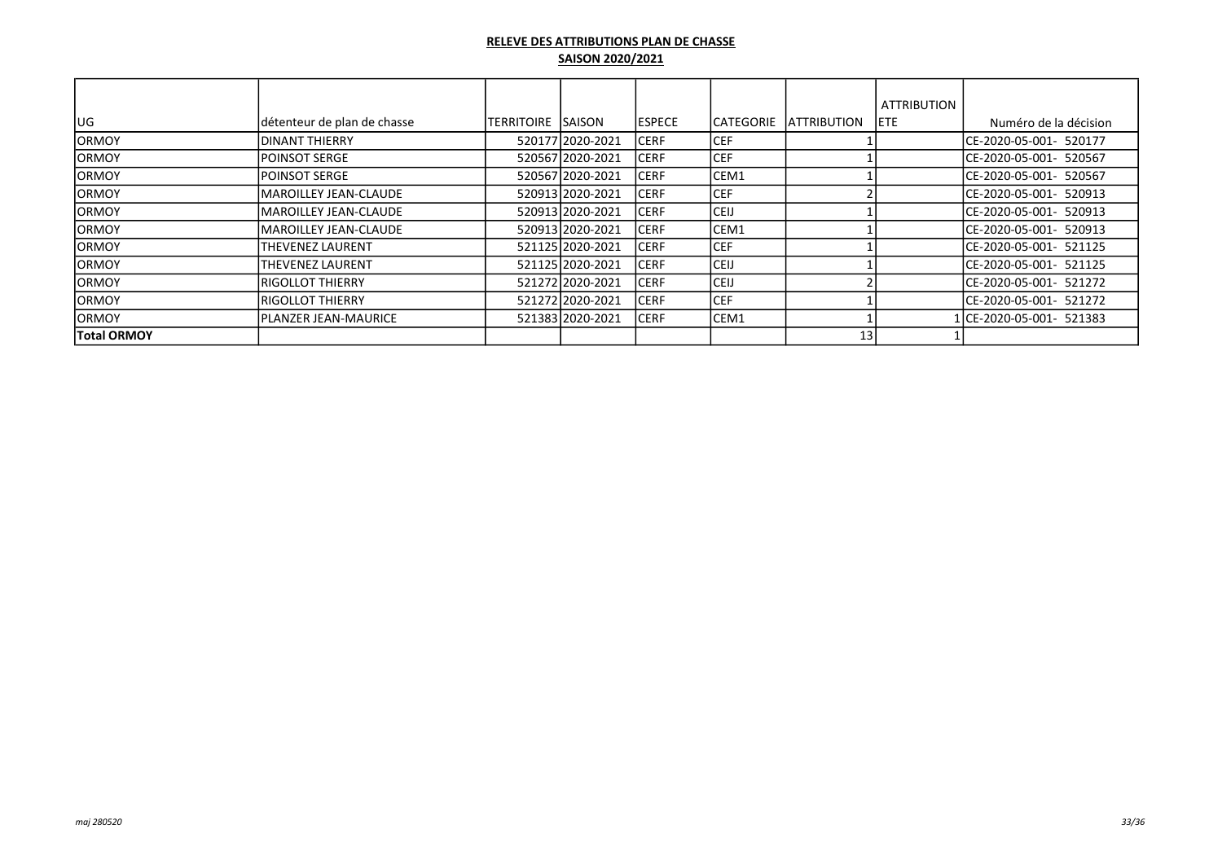**RELEVE DES ATTRIBUTIONS PLAN DE CHASSE**

**SAISON 2020/2021**

| UG | détenteur de plan de chasse | TERRITOIRE | SAISON | ESPECE | CATEGORIE | ATTRIBUTION | ATTRIBUTION ETE | Numéro de la décision |
|---|---|---|---|---|---|---|---|---|
| ORMOY | DINANT THIERRY | 520177 | 2020-2021 | CERF | CEF | 1 | | CE-2020-05-001- 520177 |
| ORMOY | POINSOT SERGE | 520567 | 2020-2021 | CERF | CEF | 1 | | CE-2020-05-001- 520567 |
| ORMOY | POINSOT SERGE | 520567 | 2020-2021 | CERF | CEM1 | 1 | | CE-2020-05-001- 520567 |
| ORMOY | MAROILLEY JEAN-CLAUDE | 520913 | 2020-2021 | CERF | CEF | 2 | | CE-2020-05-001- 520913 |
| ORMOY | MAROILLEY JEAN-CLAUDE | 520913 | 2020-2021 | CERF | CEIJ | 1 | | CE-2020-05-001- 520913 |
| ORMOY | MAROILLEY JEAN-CLAUDE | 520913 | 2020-2021 | CERF | CEM1 | 1 | | CE-2020-05-001- 520913 |
| ORMOY | THEVENEZ LAURENT | 521125 | 2020-2021 | CERF | CEF | 1 | | CE-2020-05-001- 521125 |
| ORMOY | THEVENEZ LAURENT | 521125 | 2020-2021 | CERF | CEIJ | 1 | | CE-2020-05-001- 521125 |
| ORMOY | RIGOLLOT THIERRY | 521272 | 2020-2021 | CERF | CEIJ | 2 | | CE-2020-05-001- 521272 |
| ORMOY | RIGOLLOT THIERRY | 521272 | 2020-2021 | CERF | CEF | 1 | | CE-2020-05-001- 521272 |
| ORMOY | PLANZER JEAN-MAURICE | 521383 | 2020-2021 | CERF | CEM1 | 1 | 1 | CE-2020-05-001- 521383 |
| **Total ORMOY** | | | | | | 13 | 1 | |

*maj 280520*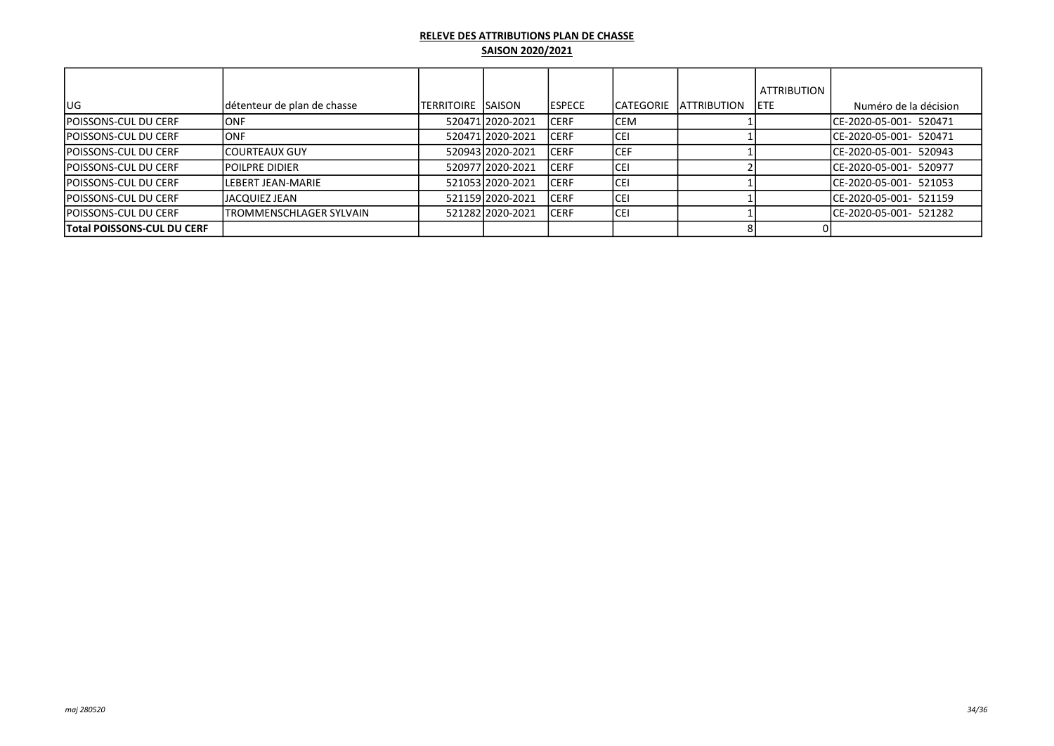**RELEVE DES ATTRIBUTIONS PLAN DE CHASSE**

**SAISON 2020/2021**

| UG | détenteur de plan de chasse | TERRITOIRE | SAISON | ESPECE | CATEGORIE | ATTRIBUTION | ATTRIBUTION ETE | Numéro de la décision |
|---|---|---|---|---|---|---|---|---|
| POISSONS-CUL DU CERF | ONF | 520471 | 2020-2021 | CERF | CEM | 1 | | CE-2020-05-001- 520471 |
| POISSONS-CUL DU CERF | ONF | 520471 | 2020-2021 | CERF | CEI | 1 | | CE-2020-05-001- 520471 |
| POISSONS-CUL DU CERF | COURTEAUX GUY | 520943 | 2020-2021 | CERF | CEF | 1 | | CE-2020-05-001- 520943 |
| POISSONS-CUL DU CERF | POILPRE DIDIER | 520977 | 2020-2021 | CERF | CEI | 2 | | CE-2020-05-001- 520977 |
| POISSONS-CUL DU CERF | LEBERT JEAN-MARIE | 521053 | 2020-2021 | CERF | CEI | 1 | | CE-2020-05-001- 521053 |
| POISSONS-CUL DU CERF | JACQUIEZ JEAN | 521159 | 2020-2021 | CERF | CEI | 1 | | CE-2020-05-001- 521159 |
| POISSONS-CUL DU CERF | TROMMENSCHLAGER SYLVAIN | 521282 | 2020-2021 | CERF | CEI | 1 | | CE-2020-05-001- 521282 |
| **Total POISSONS-CUL DU CERF** | | | | | | 8 | 0 | |

*maj 280520*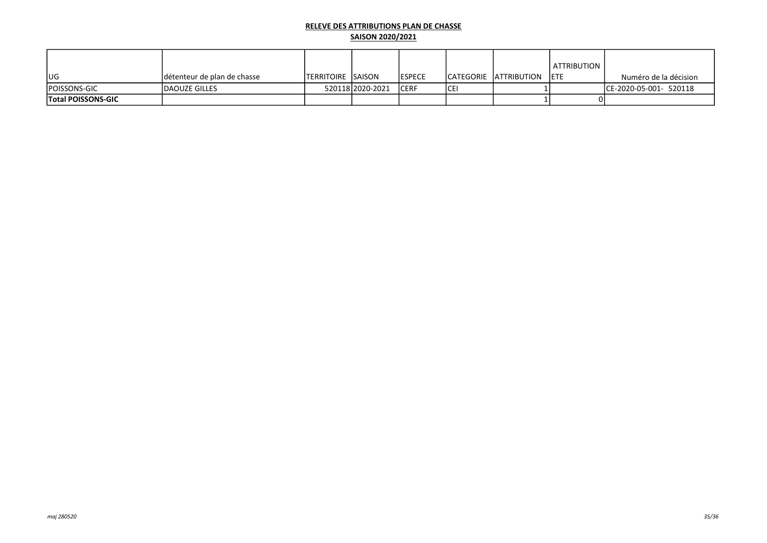**RELEVE DES ATTRIBUTIONS PLAN DE CHASSE**

**SAISON 2020/2021**

| UG | détenteur de plan de chasse | TERRITOIRE | SAISON | ESPECE | CATEGORIE | ATTRIBUTION | ATTRIBUTION ETE | Numéro de la décision |
|---|---|---|---|---|---|---|---|---|
| POISSONS-GIC | DAOUZE GILLES | 520118 | 2020-2021 | CERF | CEI | 1 | | CE-2020-05-001- 520118 |
| **Total POISSONS-GIC** | | | | | | 1 | 0 | |

*maj 280520*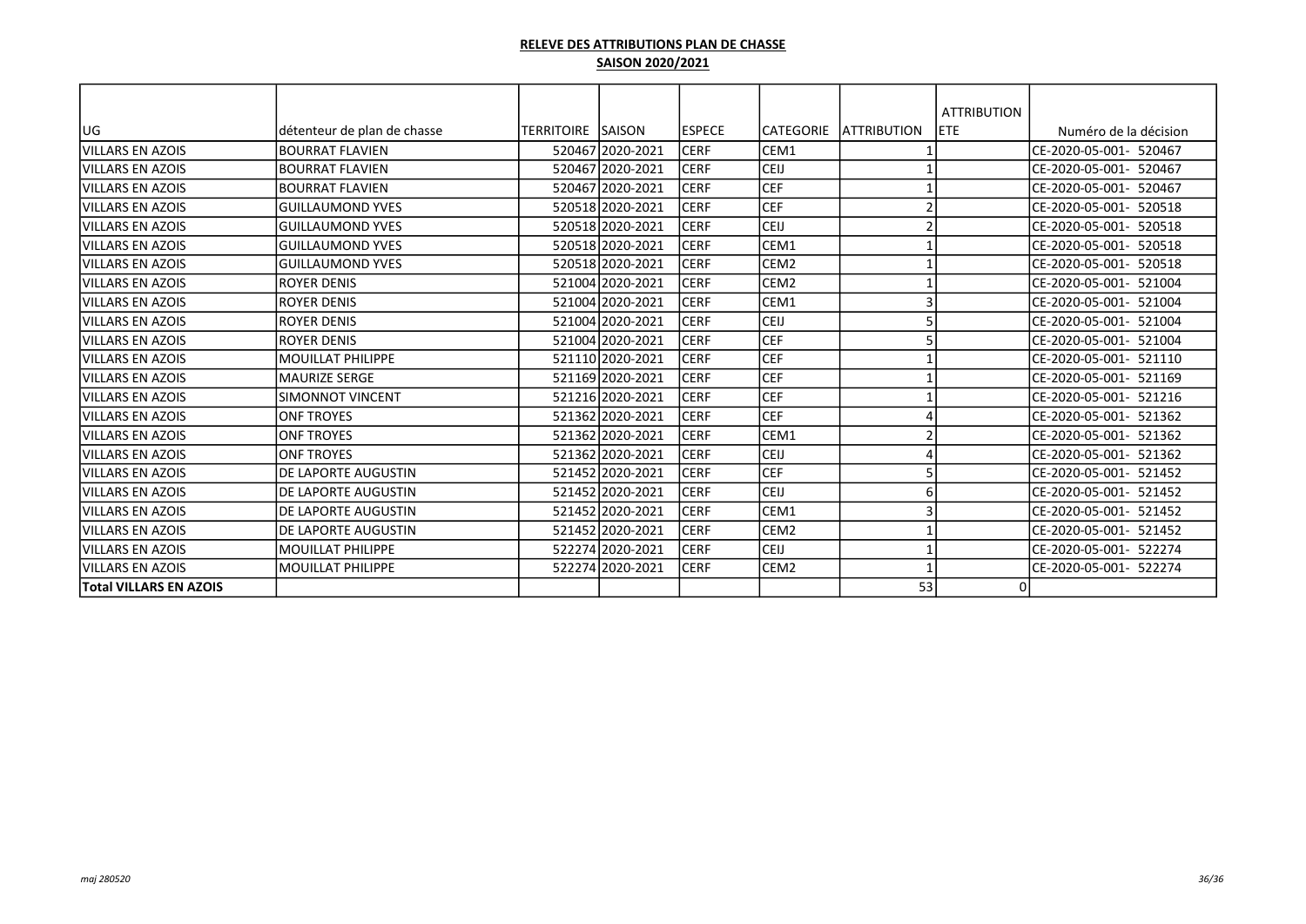**RELEVE DES ATTRIBUTIONS PLAN DE CHASSE**

**SAISON 2020/2021**

| UG | détenteur de plan de chasse | TERRITOIRE | SAISON | ESPECE | CATEGORIE | ATTRIBUTION | ATTRIBUTION ETE | Numéro de la décision |
|---|---|---|---|---|---|---|---|---|
| VILLARS EN AZOIS | BOURRAT FLAVIEN | 520467 | 2020-2021 | CERF | CEM1 | 1 | | CE-2020-05-001- 520467 |
| VILLARS EN AZOIS | BOURRAT FLAVIEN | 520467 | 2020-2021 | CERF | CEIJ | 1 | | CE-2020-05-001- 520467 |
| VILLARS EN AZOIS | BOURRAT FLAVIEN | 520467 | 2020-2021 | CERF | CEF | 1 | | CE-2020-05-001- 520467 |
| VILLARS EN AZOIS | GUILLAUMOND YVES | 520518 | 2020-2021 | CERF | CEF | 2 | | CE-2020-05-001- 520518 |
| VILLARS EN AZOIS | GUILLAUMOND YVES | 520518 | 2020-2021 | CERF | CEIJ | 2 | | CE-2020-05-001- 520518 |
| VILLARS EN AZOIS | GUILLAUMOND YVES | 520518 | 2020-2021 | CERF | CEM1 | 1 | | CE-2020-05-001- 520518 |
| VILLARS EN AZOIS | GUILLAUMOND YVES | 520518 | 2020-2021 | CERF | CEM2 | 1 | | CE-2020-05-001- 520518 |
| VILLARS EN AZOIS | ROYER DENIS | 521004 | 2020-2021 | CERF | CEM2 | 1 | | CE-2020-05-001- 521004 |
| VILLARS EN AZOIS | ROYER DENIS | 521004 | 2020-2021 | CERF | CEM1 | 3 | | CE-2020-05-001- 521004 |
| VILLARS EN AZOIS | ROYER DENIS | 521004 | 2020-2021 | CERF | CEIJ | 5 | | CE-2020-05-001- 521004 |
| VILLARS EN AZOIS | ROYER DENIS | 521004 | 2020-2021 | CERF | CEF | 5 | | CE-2020-05-001- 521004 |
| VILLARS EN AZOIS | MOUILLAT PHILIPPE | 521110 | 2020-2021 | CERF | CEF | 1 | | CE-2020-05-001- 521110 |
| VILLARS EN AZOIS | MAURIZE SERGE | 521169 | 2020-2021 | CERF | CEF | 1 | | CE-2020-05-001- 521169 |
| VILLARS EN AZOIS | SIMONNOT VINCENT | 521216 | 2020-2021 | CERF | CEF | 1 | | CE-2020-05-001- 521216 |
| VILLARS EN AZOIS | ONF TROYES | 521362 | 2020-2021 | CERF | CEF | 4 | | CE-2020-05-001- 521362 |
| VILLARS EN AZOIS | ONF TROYES | 521362 | 2020-2021 | CERF | CEM1 | 2 | | CE-2020-05-001- 521362 |
| VILLARS EN AZOIS | ONF TROYES | 521362 | 2020-2021 | CERF | CEIJ | 4 | | CE-2020-05-001- 521362 |
| VILLARS EN AZOIS | DE LAPORTE AUGUSTIN | 521452 | 2020-2021 | CERF | CEF | 5 | | CE-2020-05-001- 521452 |
| VILLARS EN AZOIS | DE LAPORTE AUGUSTIN | 521452 | 2020-2021 | CERF | CEIJ | 6 | | CE-2020-05-001- 521452 |
| VILLARS EN AZOIS | DE LAPORTE AUGUSTIN | 521452 | 2020-2021 | CERF | CEM1 | 3 | | CE-2020-05-001- 521452 |
| VILLARS EN AZOIS | DE LAPORTE AUGUSTIN | 521452 | 2020-2021 | CERF | CEM2 | 1 | | CE-2020-05-001- 521452 |
| VILLARS EN AZOIS | MOUILLAT PHILIPPE | 522274 | 2020-2021 | CERF | CEIJ | 1 | | CE-2020-05-001- 522274 |
| VILLARS EN AZOIS | MOUILLAT PHILIPPE | 522274 | 2020-2021 | CERF | CEM2 | 1 | | CE-2020-05-001- 522274 |
| **Total VILLARS EN AZOIS** | | | | | | 53 | 0 | |

*maj 280520*